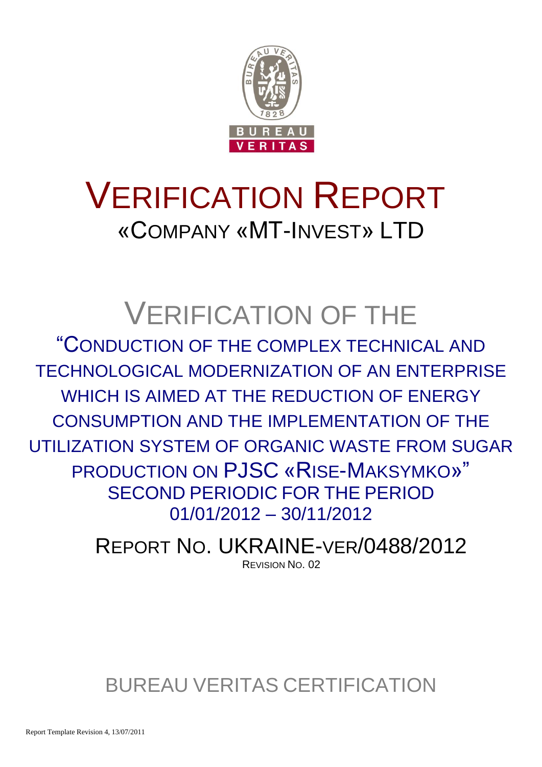# VERIFICATION REPORT

## «COMPANY «MT-INVEST» LTD

# VERIFICATION OF THE

## "CONDUCTION OF THE COMPLEX TECHNICAL AND TECHNOLOGICAL MODERNIZATION OF AN ENTERPRISE WHICH IS AIMED AT THE REDUCTION OF ENERGY CONSUMPTION AND THE IMPLEMENTATION OF THE UTILIZATION SYSTEM OF ORGANIC WASTE FROM SUGAR PRODUCTION ON PJSC «RISE-MAKSYMKO»"

## SECOND PERIODIC FOR THE PERIOD 01/01/2012 – 30/11/2012

## REPORT NO. UKRAINE-VER/0488/2012

REVISION NO. 02

BUREAU VERITAS CERTIFICATION

Report Template Revision 4, 13/07/2011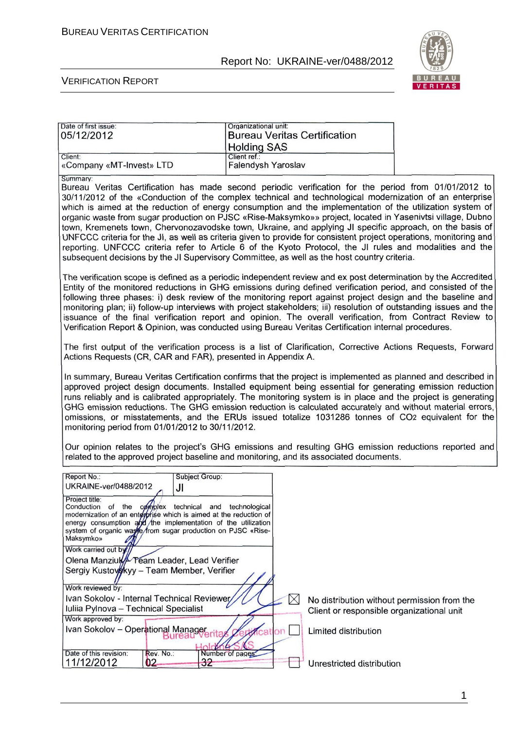| Date of first issue: 05/12/2012 | Organizational unit: Bureau Veritas Certification Holding SAS |
|---|---|
| Client: «Company «MT-Invest» LTD | Client ref.: Falendysh Yaroslav |

Summary:

Bureau Veritas Certification has made second periodic verification for the period from 01/01/2012 to 30/11/2012 of the «Conduction of the complex technical and technological modernization of an enterprise which is aimed at the reduction of energy consumption and the implementation of the utilization system of organic waste from sugar production on PJSC «Rise-Maksymko»» project, located in Yasenivtsi village, Dubno town, Kremenets town, Chervonozavodske town, Ukraine, and applying JI specific approach, on the basis of UNFCCC criteria for the JI, as well as criteria given to provide for consistent project operations, monitoring and reporting. UNFCCC criteria refer to Article 6 of the Kyoto Protocol, the JI rules and modalities and the subsequent decisions by the JI Supervisory Committee, as well as the host country criteria.

The verification scope is defined as a periodic independent review and ex post determination by the Accredited Entity of the monitored reductions in GHG emissions during defined verification period, and consisted of the following three phases: i) desk review of the monitoring report against project design and the baseline and monitoring plan; ii) follow-up interviews with project stakeholders; iii) resolution of outstanding issues and the issuance of the final verification report and opinion. The overall verification, from Contract Review to Verification Report & Opinion, was conducted using Bureau Veritas Certification internal procedures.

The first output of the verification process is a list of Clarification, Corrective Actions Requests, Forward Actions Requests (CR, CAR and FAR), presented in Appendix A.

In summary, Bureau Veritas Certification confirms that the project is implemented as planned and described in approved project design documents. Installed equipment being essential for generating emission reduction runs reliably and is calibrated appropriately. The monitoring system is in place and the project is generating GHG emission reductions. The GHG emission reduction is calculated accurately and without material errors, omissions, or misstatements, and the ERUs issued totalize 1031286 tonnes of $CO_2$ equivalent for the monitoring period from 01/01/2012 to 30/11/2012.

Our opinion relates to the project's GHG emissions and resulting GHG emission reductions reported and related to the approved project baseline and monitoring, and its associated documents.

| Report No.: UKRAINE-ver/0488/2012 | | Subject Group: JI |
|---|---|---|
| Project title: Conduction of the complex technical and technological modernization of an enterprise which is aimed at the reduction of energy consumption and the implementation of the utilization system of organic waste from sugar production on PJSC «Rise-Maksymko» | | |
| Work carried out by: Olena Manziuk – Team Leader, Lead Verifier; Sergiy Kustovskyy – Team Member, Verifier | | |
| Work reviewed by: Ivan Sokolov - Internal Technical Reviewer; Iuliia Pylnova – Technical Specialist | | |
| Work approved by: Ivan Sokolov – Operational Manager | | |
| Date of this revision: 11/12/2012 | Rev. No.: 02 | Number of pages: 32 |

☒ No distribution without permission from the Client or responsible organizational unit

☐ Limited distribution

☐ Unrestricted distribution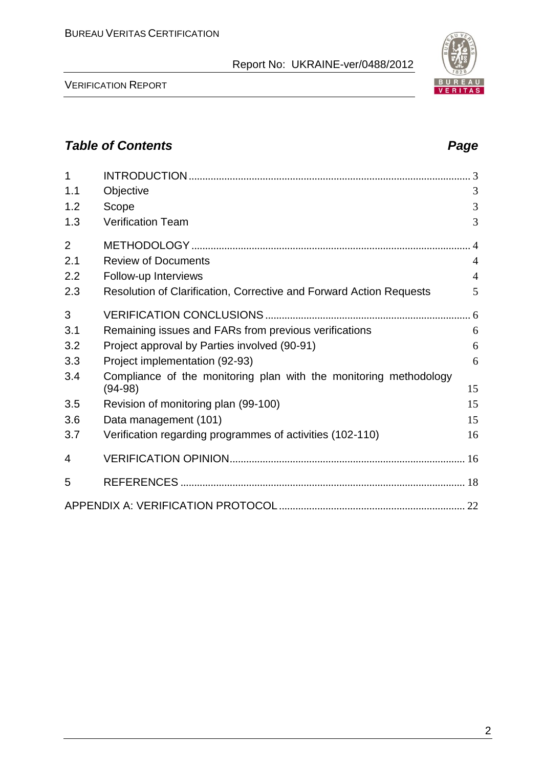## *Table of Contents* *Page*

| | | |
|---|---|---|
| 1 | INTRODUCTION | 3 |
| 1.1 | Objective | 3 |
| 1.2 | Scope | 3 |
| 1.3 | Verification Team | 3 |
| 2 | METHODOLOGY | 4 |
| 2.1 | Review of Documents | 4 |
| 2.2 | Follow-up Interviews | 4 |
| 2.3 | Resolution of Clarification, Corrective and Forward Action Requests | 5 |
| 3 | VERIFICATION CONCLUSIONS | 6 |
| 3.1 | Remaining issues and FARs from previous verifications | 6 |
| 3.2 | Project approval by Parties involved (90-91) | 6 |
| 3.3 | Project implementation (92-93) | 6 |
| 3.4 | Compliance of the monitoring plan with the monitoring methodology (94-98) | 15 |
| 3.5 | Revision of monitoring plan (99-100) | 15 |
| 3.6 | Data management (101) | 15 |
| 3.7 | Verification regarding programmes of activities (102-110) | 16 |
| 4 | VERIFICATION OPINION | 16 |
| 5 | REFERENCES | 18 |
| | APPENDIX A: VERIFICATION PROTOCOL | 22 |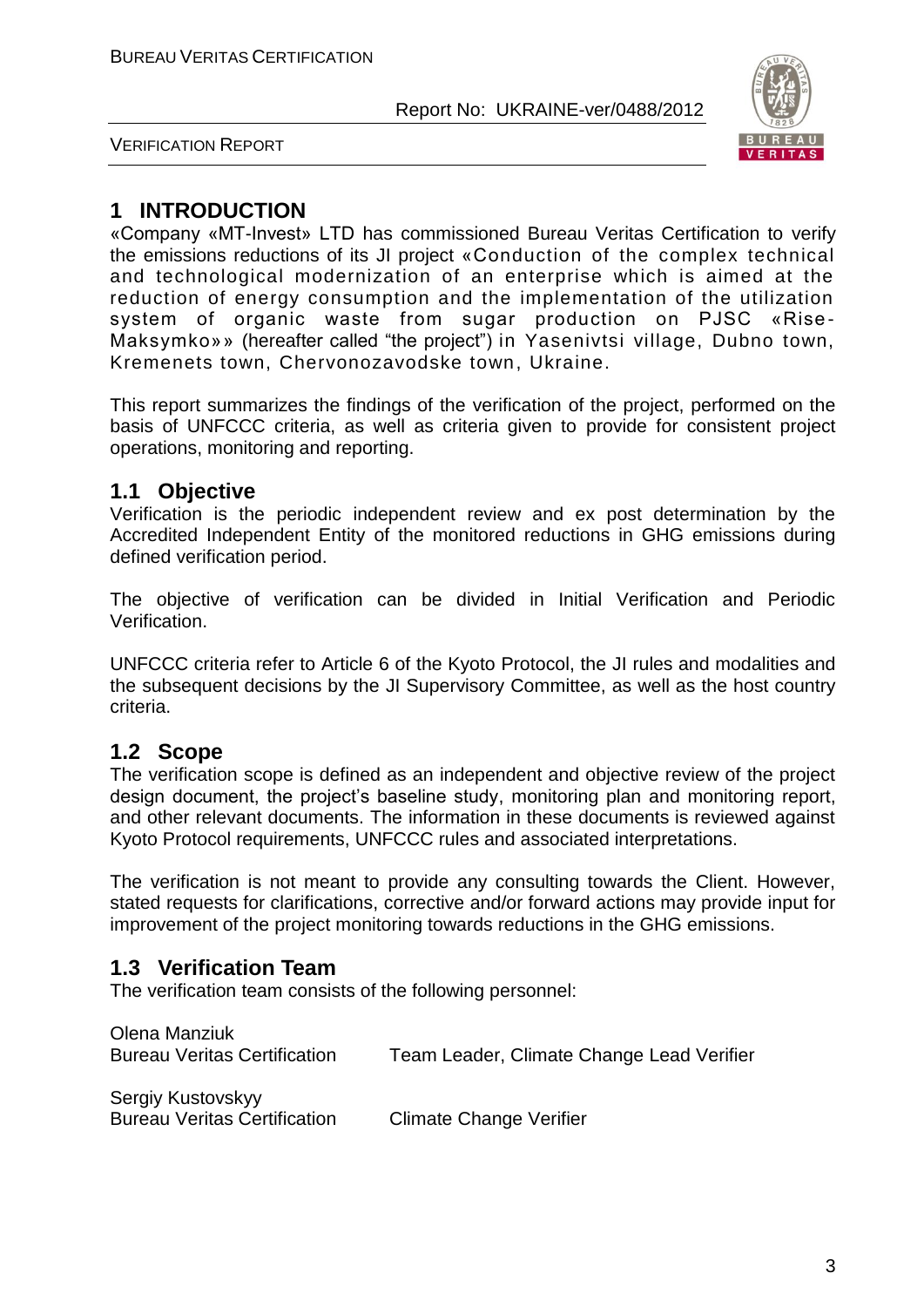# 1 INTRODUCTION

«Company «MT-Invest» LTD has commissioned Bureau Veritas Certification to verify the emissions reductions of its JI project «Conduction of the complex technical and technological modernization of an enterprise which is aimed at the reduction of energy consumption and the implementation of the utilization system of organic waste from sugar production on PJSC «Rise-Maksymko»» (hereafter called "the project") in Yasenivtsi village, Dubno town, Kremenets town, Chervonozavodske town, Ukraine.

This report summarizes the findings of the verification of the project, performed on the basis of UNFCCC criteria, as well as criteria given to provide for consistent project operations, monitoring and reporting.

## 1.1 Objective

Verification is the periodic independent review and ex post determination by the Accredited Independent Entity of the monitored reductions in GHG emissions during defined verification period.

The objective of verification can be divided in Initial Verification and Periodic Verification.

UNFCCC criteria refer to Article 6 of the Kyoto Protocol, the JI rules and modalities and the subsequent decisions by the JI Supervisory Committee, as well as the host country criteria.

## 1.2 Scope

The verification scope is defined as an independent and objective review of the project design document, the project's baseline study, monitoring plan and monitoring report, and other relevant documents. The information in these documents is reviewed against Kyoto Protocol requirements, UNFCCC rules and associated interpretations.

The verification is not meant to provide any consulting towards the Client. However, stated requests for clarifications, corrective and/or forward actions may provide input for improvement of the project monitoring towards reductions in the GHG emissions.

## 1.3 Verification Team

The verification team consists of the following personnel:

Olena Manziuk
Bureau Veritas Certification — Team Leader, Climate Change Lead Verifier

Sergiy Kustovskyy
Bureau Veritas Certification — Climate Change Verifier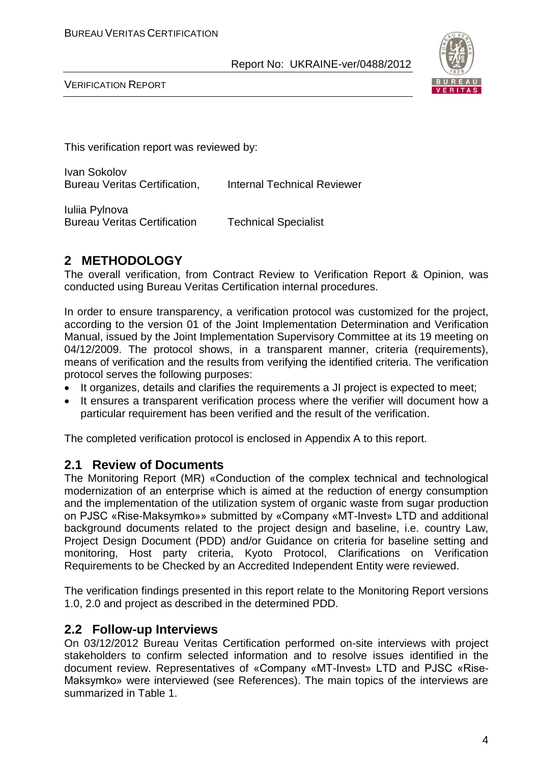This verification report was reviewed by:

Ivan Sokolov
Bureau Veritas Certification, Internal Technical Reviewer

Iuliia Pylnova
Bureau Veritas Certification Technical Specialist

## 2 METHODOLOGY

The overall verification, from Contract Review to Verification Report & Opinion, was conducted using Bureau Veritas Certification internal procedures.

In order to ensure transparency, a verification protocol was customized for the project, according to the version 01 of the Joint Implementation Determination and Verification Manual, issued by the Joint Implementation Supervisory Committee at its 19 meeting on 04/12/2009. The protocol shows, in a transparent manner, criteria (requirements), means of verification and the results from verifying the identified criteria. The verification protocol serves the following purposes:

- It organizes, details and clarifies the requirements a JI project is expected to meet;
- It ensures a transparent verification process where the verifier will document how a particular requirement has been verified and the result of the verification.

The completed verification protocol is enclosed in Appendix A to this report.

### 2.1 Review of Documents

The Monitoring Report (MR) «Conduction of the complex technical and technological modernization of an enterprise which is aimed at the reduction of energy consumption and the implementation of the utilization system of organic waste from sugar production on PJSC «Rise-Maksymko»» submitted by «Company «MT-Invest» LTD and additional background documents related to the project design and baseline, i.e. country Law, Project Design Document (PDD) and/or Guidance on criteria for baseline setting and monitoring, Host party criteria, Kyoto Protocol, Clarifications on Verification Requirements to be Checked by an Accredited Independent Entity were reviewed.

The verification findings presented in this report relate to the Monitoring Report versions 1.0, 2.0 and project as described in the determined PDD.

### 2.2 Follow-up Interviews

On 03/12/2012 Bureau Veritas Certification performed on-site interviews with project stakeholders to confirm selected information and to resolve issues identified in the document review. Representatives of «Company «MT-Invest» LTD and PJSC «Rise-Maksymko» were interviewed (see References). The main topics of the interviews are summarized in Table 1.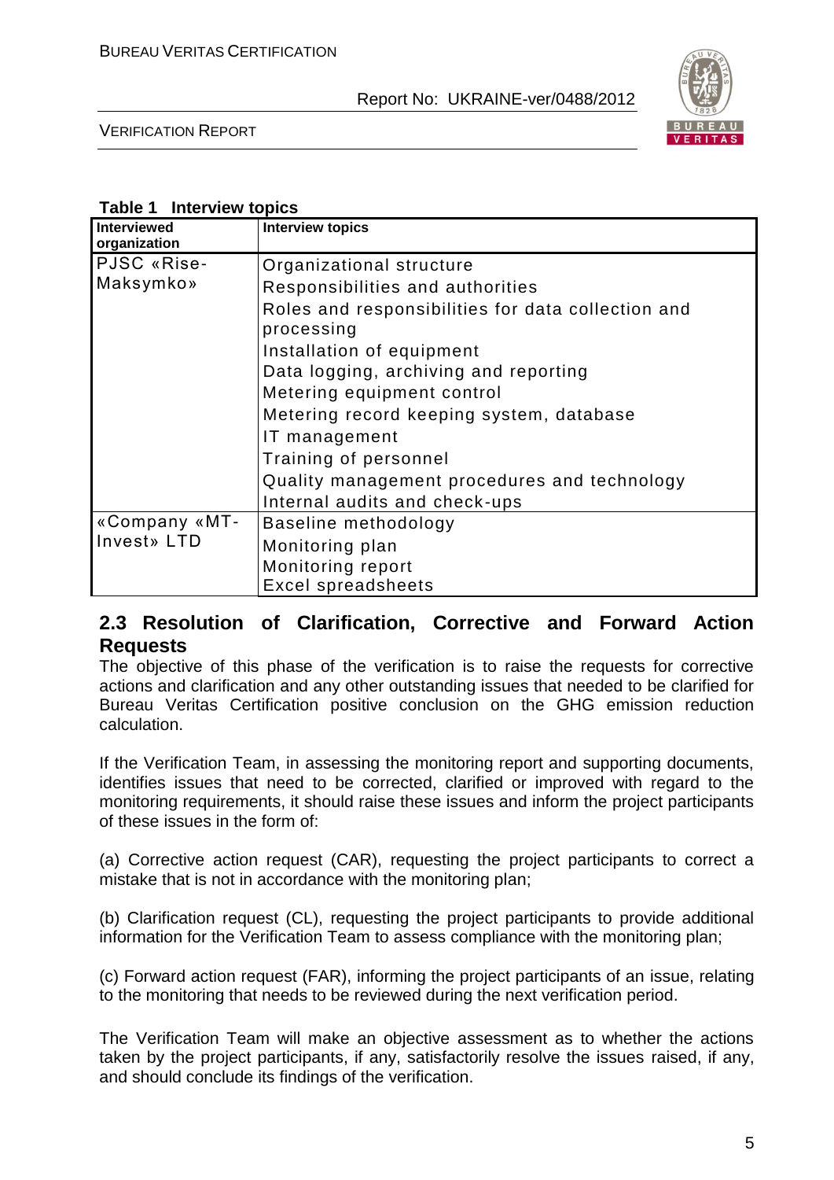**Table 1 Interview topics**

| Interviewed organization | Interview topics |
|---|---|
| PJSC «Rise-Maksymko» | Organizational structure<br>Responsibilities and authorities<br>Roles and responsibilities for data collection and processing<br>Installation of equipment<br>Data logging, archiving and reporting<br>Metering equipment control<br>Metering record keeping system, database<br>IT management<br>Training of personnel<br>Quality management procedures and technology<br>Internal audits and check-ups |
| «Company «MT-Invest» LTD | Baseline methodology<br>Monitoring plan<br>Monitoring report<br>Excel spreadsheets |

## 2.3 Resolution of Clarification, Corrective and Forward Action Requests

The objective of this phase of the verification is to raise the requests for corrective actions and clarification and any other outstanding issues that needed to be clarified for Bureau Veritas Certification positive conclusion on the GHG emission reduction calculation.

If the Verification Team, in assessing the monitoring report and supporting documents, identifies issues that need to be corrected, clarified or improved with regard to the monitoring requirements, it should raise these issues and inform the project participants of these issues in the form of:

(a) Corrective action request (CAR), requesting the project participants to correct a mistake that is not in accordance with the monitoring plan;

(b) Clarification request (CL), requesting the project participants to provide additional information for the Verification Team to assess compliance with the monitoring plan;

(c) Forward action request (FAR), informing the project participants of an issue, relating to the monitoring that needs to be reviewed during the next verification period.

The Verification Team will make an objective assessment as to whether the actions taken by the project participants, if any, satisfactorily resolve the issues raised, if any, and should conclude its findings of the verification.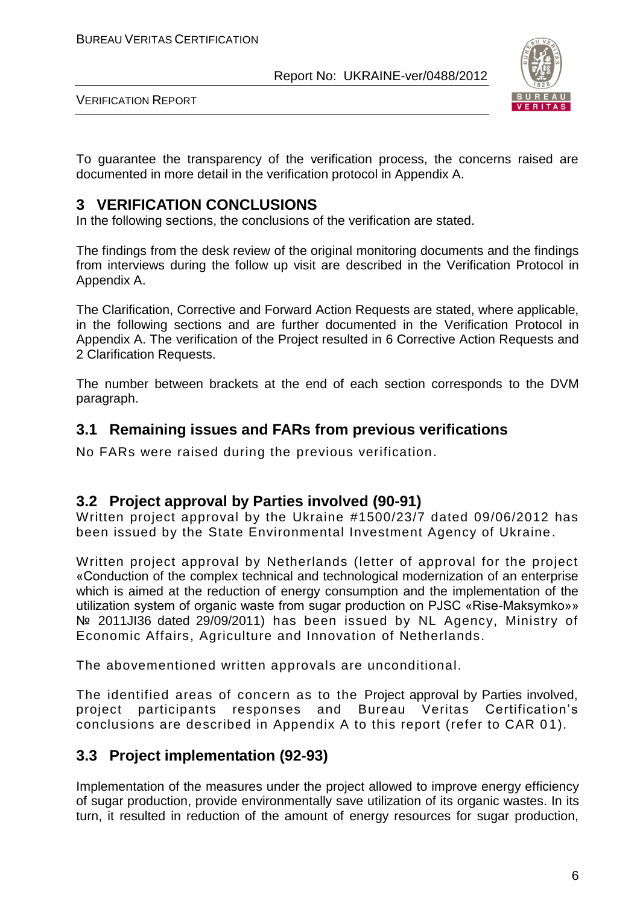To guarantee the transparency of the verification process, the concerns raised are documented in more detail in the verification protocol in Appendix A.

# 3 VERIFICATION CONCLUSIONS

In the following sections, the conclusions of the verification are stated.

The findings from the desk review of the original monitoring documents and the findings from interviews during the follow up visit are described in the Verification Protocol in Appendix A.

The Clarification, Corrective and Forward Action Requests are stated, where applicable, in the following sections and are further documented in the Verification Protocol in Appendix A. The verification of the Project resulted in 6 Corrective Action Requests and 2 Clarification Requests.

The number between brackets at the end of each section corresponds to the DVM paragraph.

## 3.1 Remaining issues and FARs from previous verifications

No FARs were raised during the previous verification.

## 3.2 Project approval by Parties involved (90-91)

Written project approval by the Ukraine #1500/23/7 dated 09/06/2012 has been issued by the State Environmental Investment Agency of Ukraine.

Written project approval by Netherlands (letter of approval for the project «Conduction of the complex technical and technological modernization of an enterprise which is aimed at the reduction of energy consumption and the implementation of the utilization system of organic waste from sugar production on PJSC «Rise-Maksymko»» № 2011JI36 dated 29/09/2011) has been issued by NL Agency, Ministry of Economic Affairs, Agriculture and Innovation of Netherlands.

The abovementioned written approvals are unconditional.

The identified areas of concern as to the Project approval by Parties involved, project participants responses and Bureau Veritas Certification's conclusions are described in Appendix A to this report (refer to CAR 01).

## 3.3 Project implementation (92-93)

Implementation of the measures under the project allowed to improve energy efficiency of sugar production, provide environmentally save utilization of its organic wastes. In its turn, it resulted in reduction of the amount of energy resources for sugar production,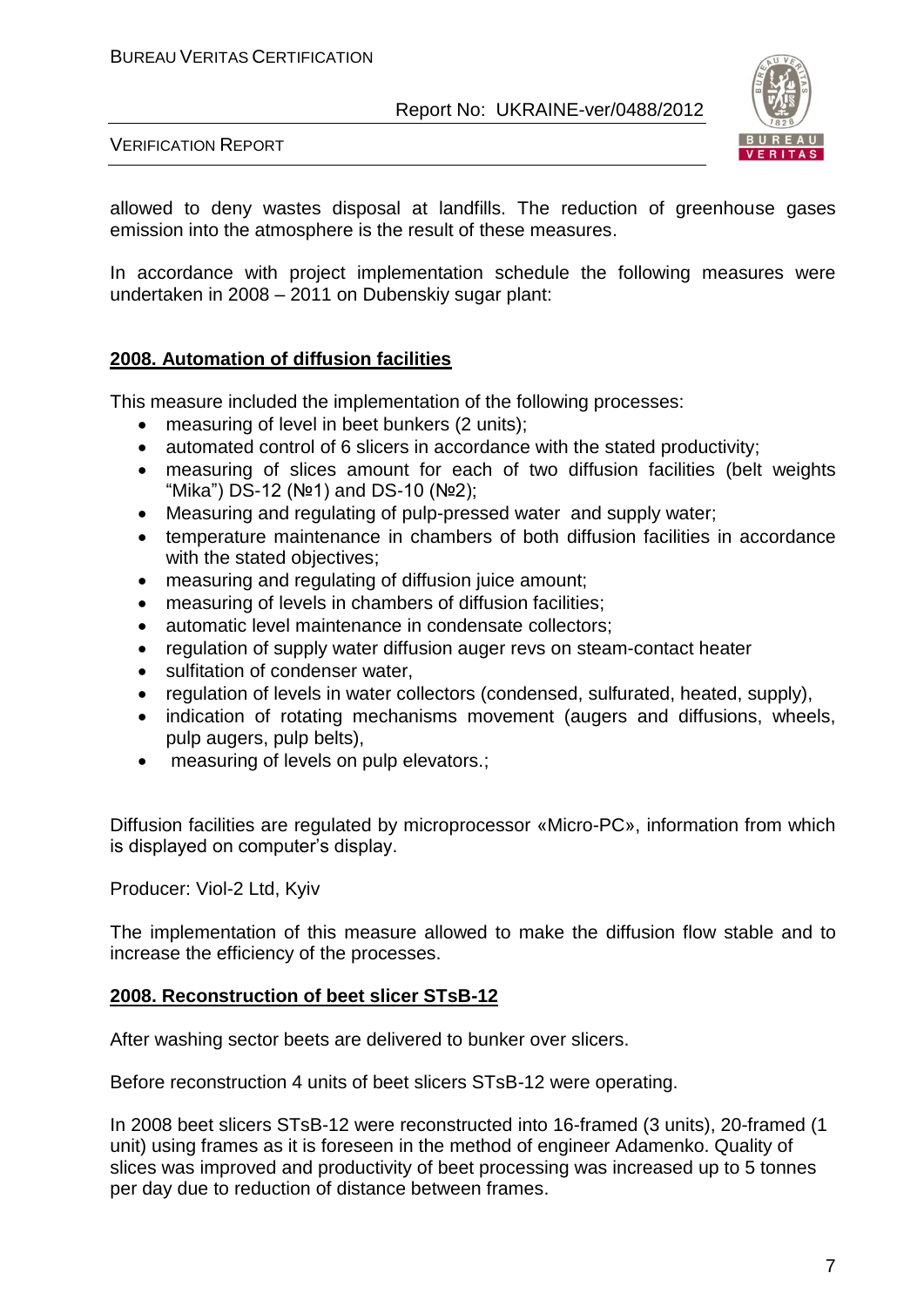allowed to deny wastes disposal at landfills. The reduction of greenhouse gases emission into the atmosphere is the result of these measures.

In accordance with project implementation schedule the following measures were undertaken in 2008 – 2011 on Dubenskiy sugar plant:

**2008. Automation of diffusion facilities**

This measure included the implementation of the following processes:

- measuring of level in beet bunkers (2 units);
- automated control of 6 slicers in accordance with the stated productivity;
- measuring of slices amount for each of two diffusion facilities (belt weights "Mika") DS-12 (№1) and DS-10 (№2);
- Measuring and regulating of pulp-pressed water and supply water;
- temperature maintenance in chambers of both diffusion facilities in accordance with the stated objectives;
- measuring and regulating of diffusion juice amount;
- measuring of levels in chambers of diffusion facilities;
- automatic level maintenance in condensate collectors;
- regulation of supply water diffusion auger revs on steam-contact heater
- sulfitation of condenser water,
- regulation of levels in water collectors (condensed, sulfurated, heated, supply),
- indication of rotating mechanisms movement (augers and diffusions, wheels, pulp augers, pulp belts),
- measuring of levels on pulp elevators.;

Diffusion facilities are regulated by microprocessor «Micro-PC», information from which is displayed on computer's display.

Producer: Viol-2 Ltd, Kyiv

The implementation of this measure allowed to make the diffusion flow stable and to increase the efficiency of the processes.

**2008. Reconstruction of beet slicer STsB-12**

After washing sector beets are delivered to bunker over slicers.

Before reconstruction 4 units of beet slicers STsB-12 were operating.

In 2008 beet slicers STsB-12 were reconstructed into 16-framed (3 units), 20-framed (1 unit) using frames as it is foreseen in the method of engineer Adamenko. Quality of slices was improved and productivity of beet processing was increased up to 5 tonnes per day due to reduction of distance between frames.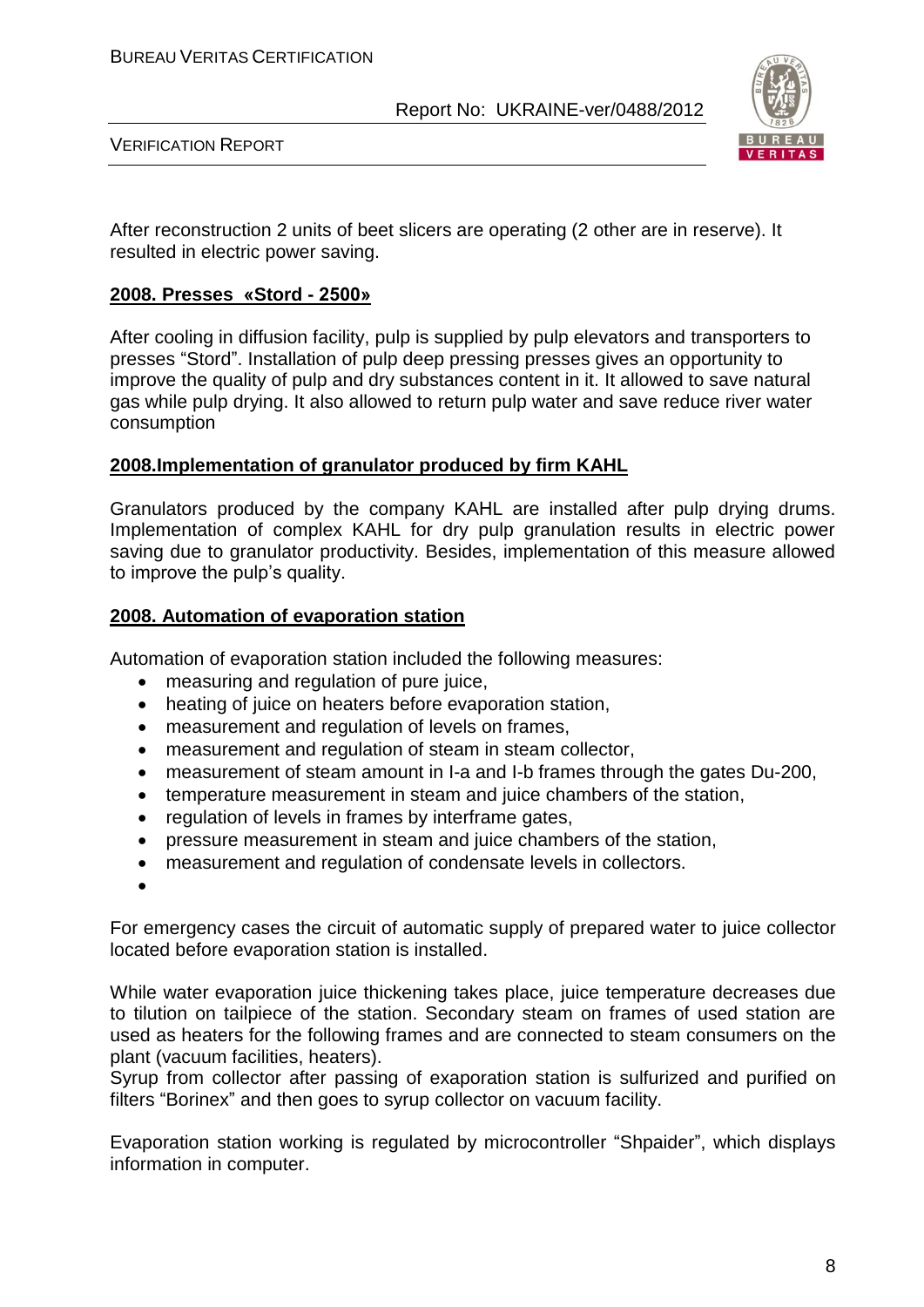After reconstruction 2 units of beet slicers are operating (2 other are in reserve). It resulted in electric power saving.

**2008. Presses «Stord - 2500»**

After cooling in diffusion facility, pulp is supplied by pulp elevators and transporters to presses "Stord". Installation of pulp deep pressing presses gives an opportunity to improve the quality of pulp and dry substances content in it. It allowed to save natural gas while pulp drying. It also allowed to return pulp water and save reduce river water consumption

**2008.Implementation of granulator produced by firm KAHL**

Granulators produced by the company KAHL are installed after pulp drying drums. Implementation of complex KAHL for dry pulp granulation results in electric power saving due to granulator productivity. Besides, implementation of this measure allowed to improve the pulp's quality.

**2008. Automation of evaporation station**

Automation of evaporation station included the following measures:

- measuring and regulation of pure juice,
- heating of juice on heaters before evaporation station,
- measurement and regulation of levels on frames,
- measurement and regulation of steam in steam collector,
- measurement of steam amount in I-a and I-b frames through the gates Du-200,
- temperature measurement in steam and juice chambers of the station,
- regulation of levels in frames by interframe gates,
- pressure measurement in steam and juice chambers of the station,
- measurement and regulation of condensate levels in collectors.

For emergency cases the circuit of automatic supply of prepared water to juice collector located before evaporation station is installed.

While water evaporation juice thickening takes place, juice temperature decreases due to tilution on tailpiece of the station. Secondary steam on frames of used station are used as heaters for the following frames and are connected to steam consumers on the plant (vacuum facilities, heaters).
Syrup from collector after passing of exaporation station is sulfurized and purified on filters "Borinex" and then goes to syrup collector on vacuum facility.

Evaporation station working is regulated by microcontroller "Shpaider", which displays information in computer.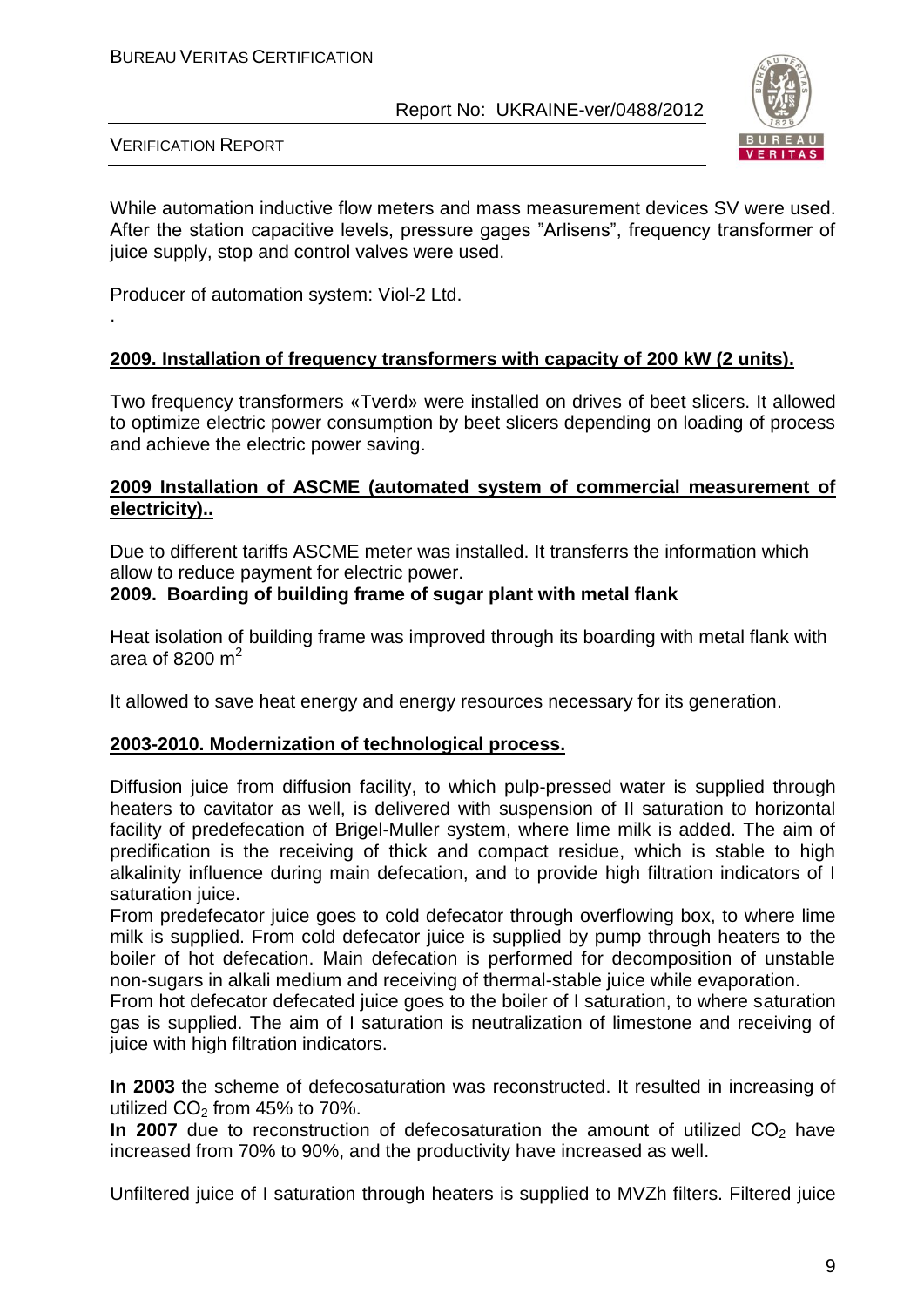While automation inductive flow meters and mass measurement devices SV were used. After the station capacitive levels, pressure gages "Arlisens", frequency transformer of juice supply, stop and control valves were used.

Producer of automation system: Viol-2 Ltd.

.

**2009. Installation of frequency transformers with capacity of 200 kW (2 units).**

Two frequency transformers «Tverd» were installed on drives of beet slicers. It allowed to optimize electric power consumption by beet slicers depending on loading of process and achieve the electric power saving.

**2009 Installation of ASCME (automated system of commercial measurement of electricity)..**

Due to different tariffs ASCME meter was installed. It transferrs the information which allow to reduce payment for electric power.

**2009. Boarding of building frame of sugar plant with metal flank**

Heat isolation of building frame was improved through its boarding with metal flank with area of 8200 $m^2$

It allowed to save heat energy and energy resources necessary for its generation.

**2003-2010. Modernization of technological process.**

Diffusion juice from diffusion facility, to which pulp-pressed water is supplied through heaters to cavitator as well, is delivered with suspension of II saturation to horizontal facility of predefecation of Brigel-Muller system, where lime milk is added. The aim of predification is the receiving of thick and compact residue, which is stable to high alkalinity influence during main defecation, and to provide high filtration indicators of I saturation juice.

From predefecator juice goes to cold defecator through overflowing box, to where lime milk is supplied. From cold defecator juice is supplied by pump through heaters to the boiler of hot defecation. Main defecation is performed for decomposition of unstable non-sugars in alkali medium and receiving of thermal-stable juice while evaporation.

From hot defecator defecated juice goes to the boiler of I saturation, to where saturation gas is supplied. The aim of I saturation is neutralization of limestone and receiving of juice with high filtration indicators.

**In 2003** the scheme of defecosaturation was reconstructed. It resulted in increasing of utilized $CO_2$ from 45% to 70%.

**In 2007** due to reconstruction of defecosaturation the amount of utilized $CO_2$ have increased from 70% to 90%, and the productivity have increased as well.

Unfiltered juice of I saturation through heaters is supplied to MVZh filters. Filtered juice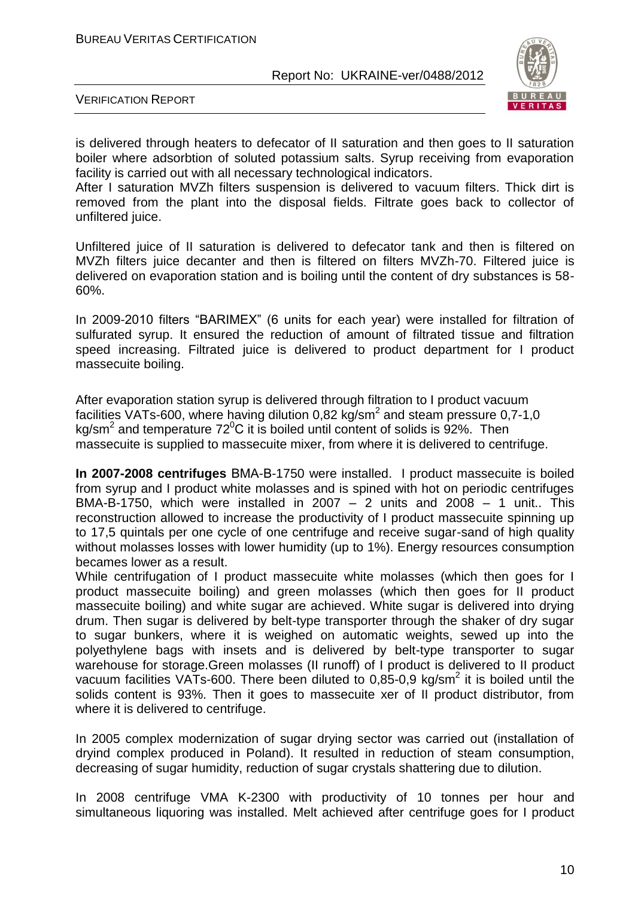is delivered through heaters to defecator of II saturation and then goes to II saturation boiler where adsorbtion of soluted potassium salts. Syrup receiving from evaporation facility is carried out with all necessary technological indicators.

After I saturation MVZh filters suspension is delivered to vacuum filters. Thick dirt is removed from the plant into the disposal fields. Filtrate goes back to collector of unfiltered juice.

Unfiltered juice of II saturation is delivered to defecator tank and then is filtered on MVZh filters juice decanter and then is filtered on filters MVZh-70. Filtered juice is delivered on evaporation station and is boiling until the content of dry substances is 58-60%.

In 2009-2010 filters “BARIMEX” (6 units for each year) were installed for filtration of sulfurated syrup. It ensured the reduction of amount of filtrated tissue and filtration speed increasing. Filtrated juice is delivered to product department for I product massecuite boiling.

After evaporation station syrup is delivered through filtration to I product vacuum facilities VATs-600, where having dilution 0,82 kg/sm$^2$ and steam pressure 0,7-1,0 kg/sm$^2$ and temperature 72$^0$C it is boiled until content of solids is 92%. Then massecuite is supplied to massecuite mixer, from where it is delivered to centrifuge.

**In 2007-2008 centrifuges** BMA-B-1750 were installed. I product massecuite is boiled from syrup and I product white molasses and is spined with hot on periodic centrifuges BMA-B-1750, which were installed in 2007 – 2 units and 2008 – 1 unit.. This reconstruction allowed to increase the productivity of I product massecuite spinning up to 17,5 quintals per one cycle of one centrifuge and receive sugar-sand of high quality without molasses losses with lower humidity (up to 1%). Energy resources consumption becames lower as a result.

While centrifugation of I product massecuite white molasses (which then goes for I product massecuite boiling) and green molasses (which then goes for II product massecuite boiling) and white sugar are achieved. White sugar is delivered into drying drum. Then sugar is delivered by belt-type transporter through the shaker of dry sugar to sugar bunkers, where it is weighed on automatic weights, sewed up into the polyethylene bags with insets and is delivered by belt-type transporter to sugar warehouse for storage.Green molasses (II runoff) of I product is delivered to II product vacuum facilities VATs-600. There been diluted to 0,85-0,9 kg/sm$^2$ it is boiled until the solids content is 93%. Then it goes to massecuite xer of II product distributor, from where it is delivered to centrifuge.

In 2005 complex modernization of sugar drying sector was carried out (installation of dryind complex produced in Poland). It resulted in reduction of steam consumption, decreasing of sugar humidity, reduction of sugar crystals shattering due to dilution.

In 2008 centrifuge VMA K-2300 with productivity of 10 tonnes per hour and simultaneous liquoring was installed. Melt achieved after centrifuge goes for I product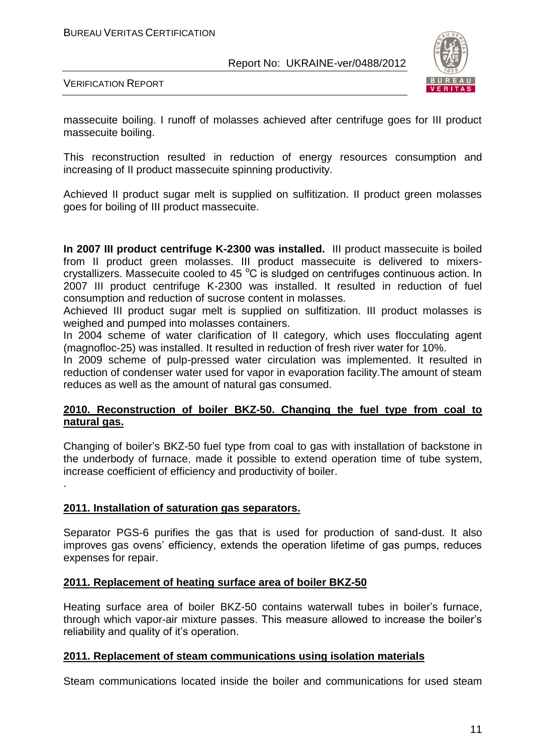massecuite boiling. I runoff of molasses achieved after centrifuge goes for III product massecuite boiling.

This reconstruction resulted in reduction of energy resources consumption and increasing of II product massecuite spinning productivity.

Achieved II product sugar melt is supplied on sulfitization. II product green molasses goes for boiling of III product massecuite.

**In 2007 III product centrifuge K-2300 was installed.** III product massecuite is boiled from II product green molasses. III product massecuite is delivered to mixers-crystallizers. Massecuite cooled to 45 °C is sludged on centrifuges continuous action. In 2007 III product centrifuge K-2300 was installed. It resulted in reduction of fuel consumption and reduction of sucrose content in molasses.
Achieved III product sugar melt is supplied on sulfitization. III product molasses is weighed and pumped into molasses containers.
In 2004 scheme of water clarification of II category, which uses flocculating agent (magnofloc-25) was installed. It resulted in reduction of fresh river water for 10%.
In 2009 scheme of pulp-pressed water circulation was implemented. It resulted in reduction of condenser water used for vapor in evaporation facility.The amount of steam reduces as well as the amount of natural gas consumed.

**2010. Reconstruction of boiler BKZ-50. Changing the fuel type from coal to natural gas.**

Changing of boiler's BKZ-50 fuel type from coal to gas with installation of backstone in the underbody of furnace, made it possible to extend operation time of tube system, increase coefficient of efficiency and productivity of boiler.

.

**2011. Installation of saturation gas separators.**

Separator PGS-6 purifies the gas that is used for production of sand-dust. It also improves gas ovens' efficiency, extends the operation lifetime of gas pumps, reduces expenses for repair.

**2011. Replacement of heating surface area of boiler BKZ-50**

Heating surface area of boiler BKZ-50 contains waterwall tubes in boiler's furnace, through which vapor-air mixture passes. This measure allowed to increase the boiler's reliability and quality of it's operation.

**2011. Replacement of steam communications using isolation materials**

Steam communications located inside the boiler and communications for used steam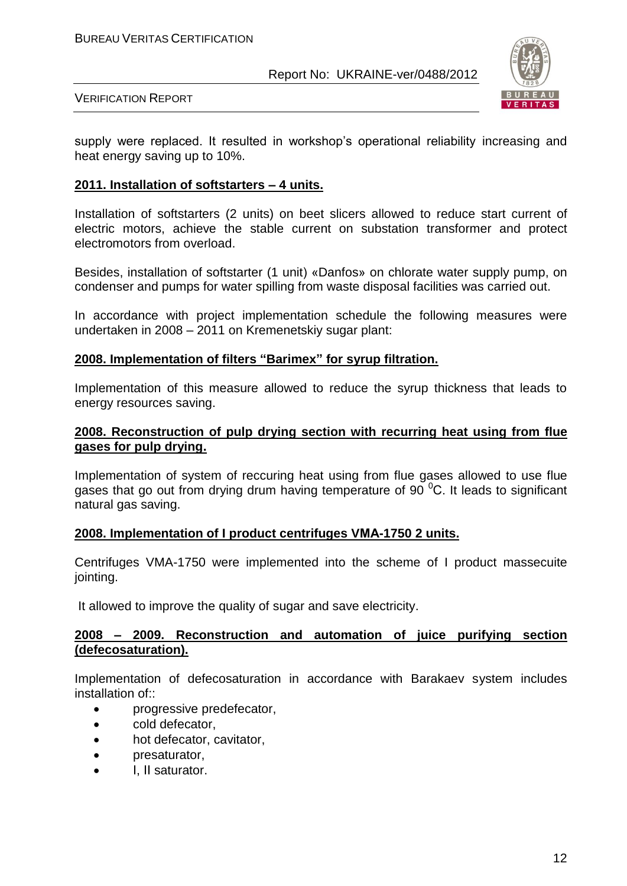supply were replaced. It resulted in workshop's operational reliability increasing and heat energy saving up to 10%.

**2011. Installation of softstarters – 4 units.**

Installation of softstarters (2 units) on beet slicers allowed to reduce start current of electric motors, achieve the stable current on substation transformer and protect electromotors from overload.

Besides, installation of softstarter (1 unit) «Danfos» on chlorate water supply pump, on condenser and pumps for water spilling from waste disposal facilities was carried out.

In accordance with project implementation schedule the following measures were undertaken in 2008 – 2011 on Kremenetskiy sugar plant:

**2008. Implementation of filters "Barimex" for syrup filtration.**

Implementation of this measure allowed to reduce the syrup thickness that leads to energy resources saving.

**2008. Reconstruction of pulp drying section with recurring heat using from flue gases for pulp drying.**

Implementation of system of reccuring heat using from flue gases allowed to use flue gases that go out from drying drum having temperature of 90 $^0$C. It leads to significant natural gas saving.

**2008. Implementation of I product centrifuges VMA-1750 2 units.**

Centrifuges VMA-1750 were implemented into the scheme of I product massecuite jointing.

It allowed to improve the quality of sugar and save electricity.

**2008 – 2009. Reconstruction and automation of juice purifying section (defecosaturation).**

Implementation of defecosaturation in accordance with Barakaev system includes installation of::

- progressive predefecator,
- cold defecator,
- hot defecator, cavitator,
- presaturator,
- I, II saturator.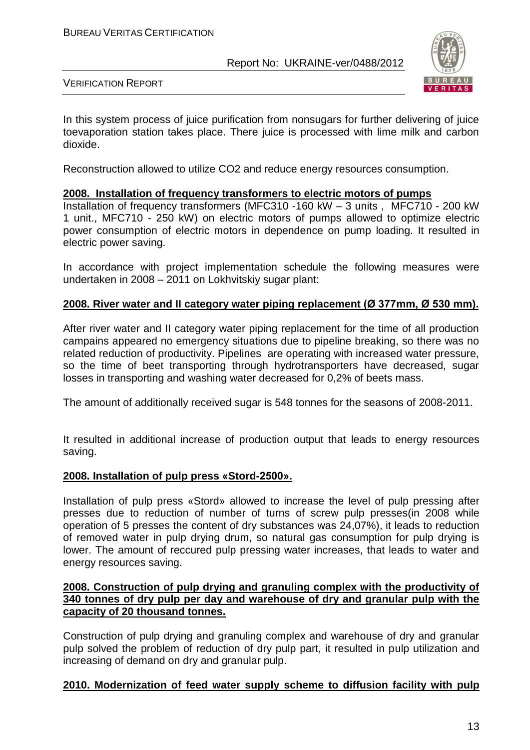In this system process of juice purification from nonsugars for further delivering of juice toevaporation station takes place. There juice is processed with lime milk and carbon dioxide.

Reconstruction allowed to utilize CO2 and reduce energy resources consumption.

**2008. Installation of frequency transformers to electric motors of pumps**

Installation of frequency transformers (MFC310 -160 kW – 3 units , MFC710 - 200 kW 1 unit., MFC710 - 250 kW) on electric motors of pumps allowed to optimize electric power consumption of electric motors in dependence on pump loading. It resulted in electric power saving.

In accordance with project implementation schedule the following measures were undertaken in 2008 – 2011 on Lokhvitskiy sugar plant:

**2008. River water and II category water piping replacement (Ø 377mm, Ø 530 mm).**

After river water and II category water piping replacement for the time of all production campains appeared no emergency situations due to pipeline breaking, so there was no related reduction of productivity. Pipelines are operating with increased water pressure, so the time of beet transporting through hydrotransporters have decreased, sugar losses in transporting and washing water decreased for 0,2% of beets mass.

The amount of additionally received sugar is 548 tonnes for the seasons of 2008-2011.

It resulted in additional increase of production output that leads to energy resources saving.

**2008. Installation of pulp press «Stord-2500».**

Installation of pulp press «Stord» allowed to increase the level of pulp pressing after presses due to reduction of number of turns of screw pulp presses(in 2008 while operation of 5 presses the content of dry substances was 24,07%), it leads to reduction of removed water in pulp drying drum, so natural gas consumption for pulp drying is lower. The amount of reccured pulp pressing water increases, that leads to water and energy resources saving.

**2008. Construction of pulp drying and granuling complex with the productivity of 340 tonnes of dry pulp per day and warehouse of dry and granular pulp with the capacity of 20 thousand tonnes.**

Construction of pulp drying and granuling complex and warehouse of dry and granular pulp solved the problem of reduction of dry pulp part, it resulted in pulp utilization and increasing of demand on dry and granular pulp.

**2010. Modernization of feed water supply scheme to diffusion facility with pulp**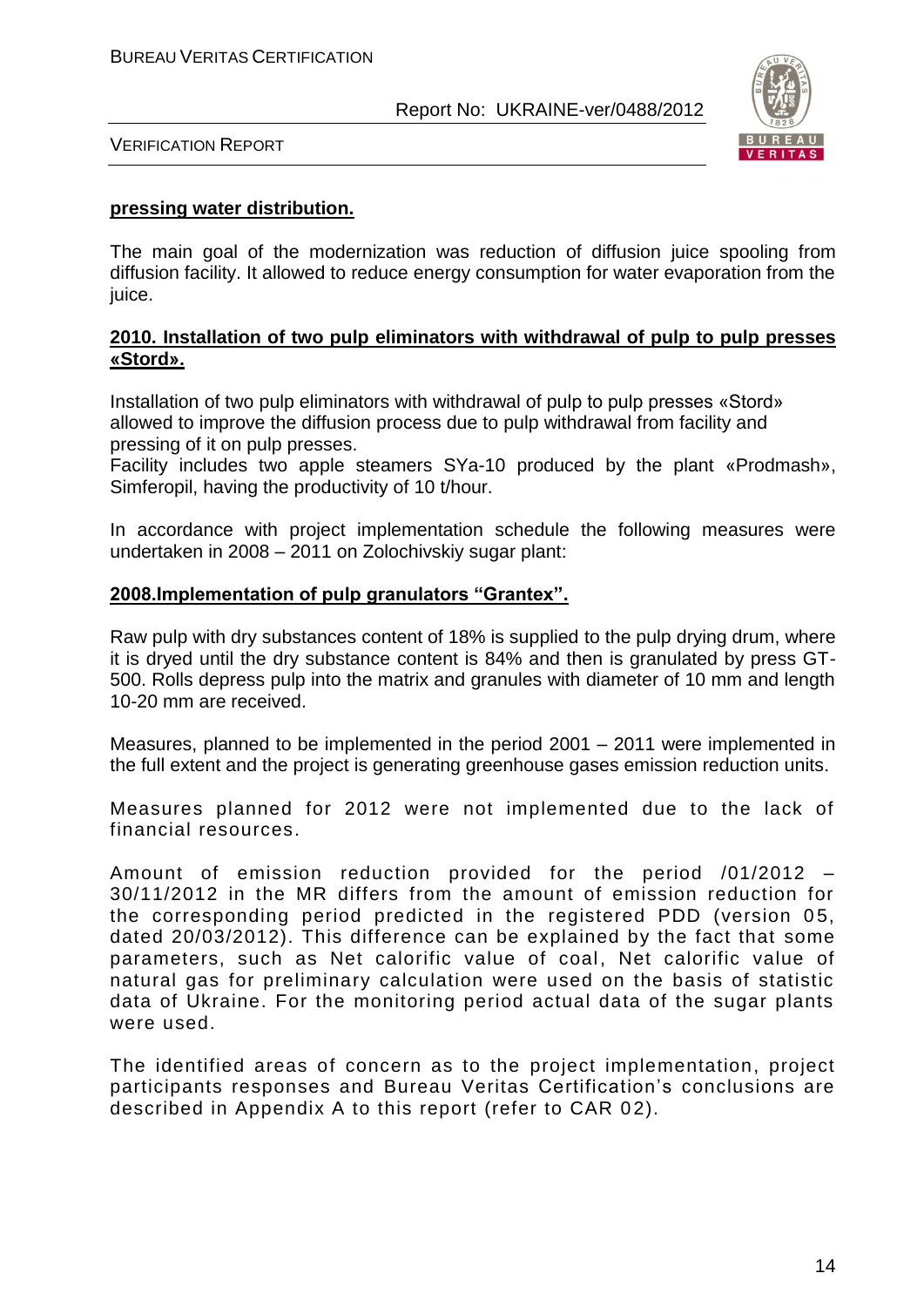**pressing water distribution.**

The main goal of the modernization was reduction of diffusion juice spooling from diffusion facility. It allowed to reduce energy consumption for water evaporation from the juice.

**2010. Installation of two pulp eliminators with withdrawal of pulp to pulp presses «Stord».**

Installation of two pulp eliminators with withdrawal of pulp to pulp presses «Stord» allowed to improve the diffusion process due to pulp withdrawal from facility and pressing of it on pulp presses.
Facility includes two apple steamers SYa-10 produced by the plant «Prodmash», Simferopil, having the productivity of 10 t/hour.

In accordance with project implementation schedule the following measures were undertaken in 2008 – 2011 on Zolochivskiy sugar plant:

**2008.Implementation of pulp granulators "Grantex".**

Raw pulp with dry substances content of 18% is supplied to the pulp drying drum, where it is dryed until the dry substance content is 84% and then is granulated by press GT-500. Rolls depress pulp into the matrix and granules with diameter of 10 mm and length 10-20 mm are received.

Measures, planned to be implemented in the period 2001 – 2011 were implemented in the full extent and the project is generating greenhouse gases emission reduction units.

Measures planned for 2012 were not implemented due to the lack of financial resources.

Amount of emission reduction provided for the period /01/2012 – 30/11/2012 in the MR differs from the amount of emission reduction for the corresponding period predicted in the registered PDD (version 05, dated 20/03/2012). This difference can be explained by the fact that some parameters, such as Net calorific value of coal, Net calorific value of natural gas for preliminary calculation were used on the basis of statistic data of Ukraine. For the monitoring period actual data of the sugar plants were used.

The identified areas of concern as to the project implementation, project participants responses and Bureau Veritas Certification's conclusions are described in Appendix A to this report (refer to CAR 02).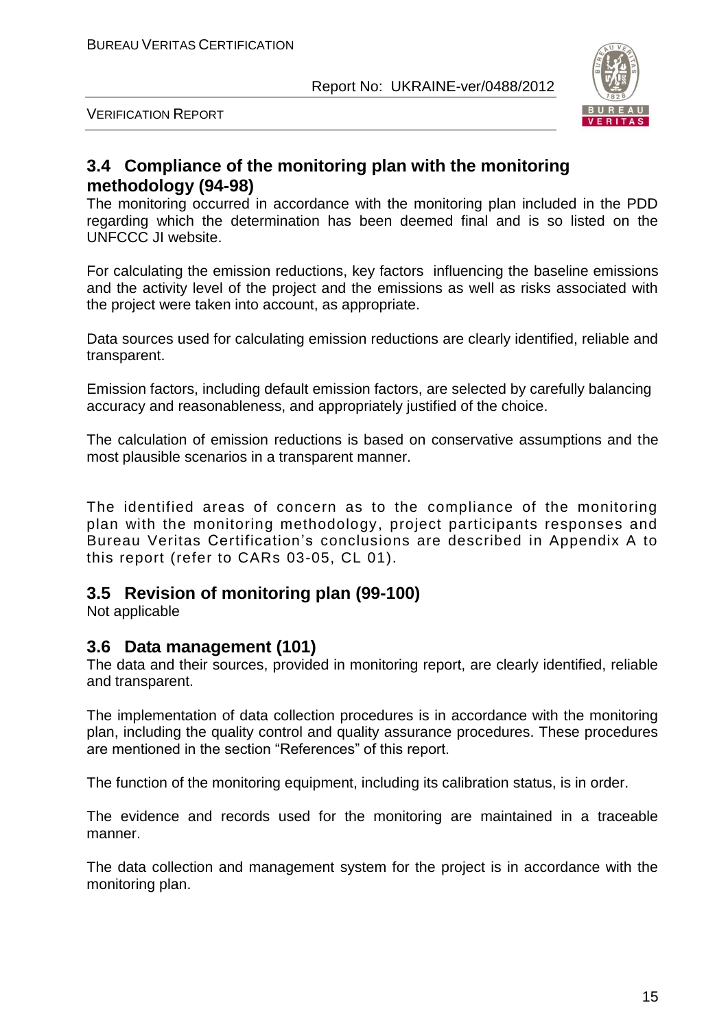## 3.4 Compliance of the monitoring plan with the monitoring methodology (94-98)

The monitoring occurred in accordance with the monitoring plan included in the PDD regarding which the determination has been deemed final and is so listed on the UNFCCC JI website.

For calculating the emission reductions, key factors influencing the baseline emissions and the activity level of the project and the emissions as well as risks associated with the project were taken into account, as appropriate.

Data sources used for calculating emission reductions are clearly identified, reliable and transparent.

Emission factors, including default emission factors, are selected by carefully balancing accuracy and reasonableness, and appropriately justified of the choice.

The calculation of emission reductions is based on conservative assumptions and the most plausible scenarios in a transparent manner.

The identified areas of concern as to the compliance of the monitoring plan with the monitoring methodology, project participants responses and Bureau Veritas Certification's conclusions are described in Appendix A to this report (refer to CARs 03-05, CL 01).

## 3.5 Revision of monitoring plan (99-100)

Not applicable

## 3.6 Data management (101)

The data and their sources, provided in monitoring report, are clearly identified, reliable and transparent.

The implementation of data collection procedures is in accordance with the monitoring plan, including the quality control and quality assurance procedures. These procedures are mentioned in the section "References" of this report.

The function of the monitoring equipment, including its calibration status, is in order.

The evidence and records used for the monitoring are maintained in a traceable manner.

The data collection and management system for the project is in accordance with the monitoring plan.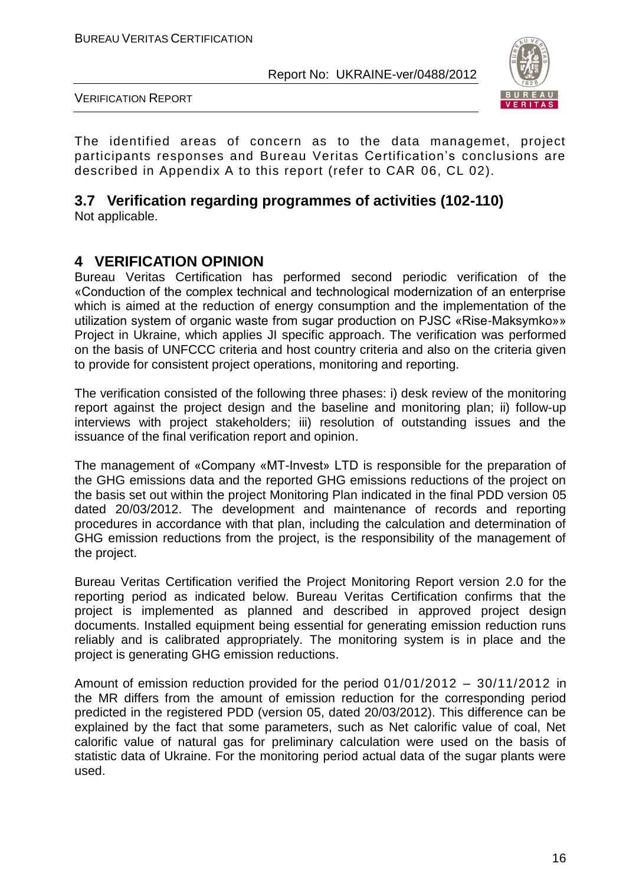The identified areas of concern as to the data managemet, project participants responses and Bureau Veritas Certification's conclusions are described in Appendix A to this report (refer to CAR 06, CL 02).

## 3.7 Verification regarding programmes of activities (102-110)

Not applicable.

# 4 VERIFICATION OPINION

Bureau Veritas Certification has performed second periodic verification of the «Conduction of the complex technical and technological modernization of an enterprise which is aimed at the reduction of energy consumption and the implementation of the utilization system of organic waste from sugar production on PJSC «Rise-Maksymko»» Project in Ukraine, which applies JI specific approach. The verification was performed on the basis of UNFCCC criteria and host country criteria and also on the criteria given to provide for consistent project operations, monitoring and reporting.

The verification consisted of the following three phases: i) desk review of the monitoring report against the project design and the baseline and monitoring plan; ii) follow-up interviews with project stakeholders; iii) resolution of outstanding issues and the issuance of the final verification report and opinion.

The management of «Company «MT-Invest» LTD is responsible for the preparation of the GHG emissions data and the reported GHG emissions reductions of the project on the basis set out within the project Monitoring Plan indicated in the final PDD version 05 dated 20/03/2012. The development and maintenance of records and reporting procedures in accordance with that plan, including the calculation and determination of GHG emission reductions from the project, is the responsibility of the management of the project.

Bureau Veritas Certification verified the Project Monitoring Report version 2.0 for the reporting period as indicated below. Bureau Veritas Certification confirms that the project is implemented as planned and described in approved project design documents. Installed equipment being essential for generating emission reduction runs reliably and is calibrated appropriately. The monitoring system is in place and the project is generating GHG emission reductions.

Amount of emission reduction provided for the period 01/01/2012 – 30/11/2012 in the MR differs from the amount of emission reduction for the corresponding period predicted in the registered PDD (version 05, dated 20/03/2012). This difference can be explained by the fact that some parameters, such as Net calorific value of coal, Net calorific value of natural gas for preliminary calculation were used on the basis of statistic data of Ukraine. For the monitoring period actual data of the sugar plants were used.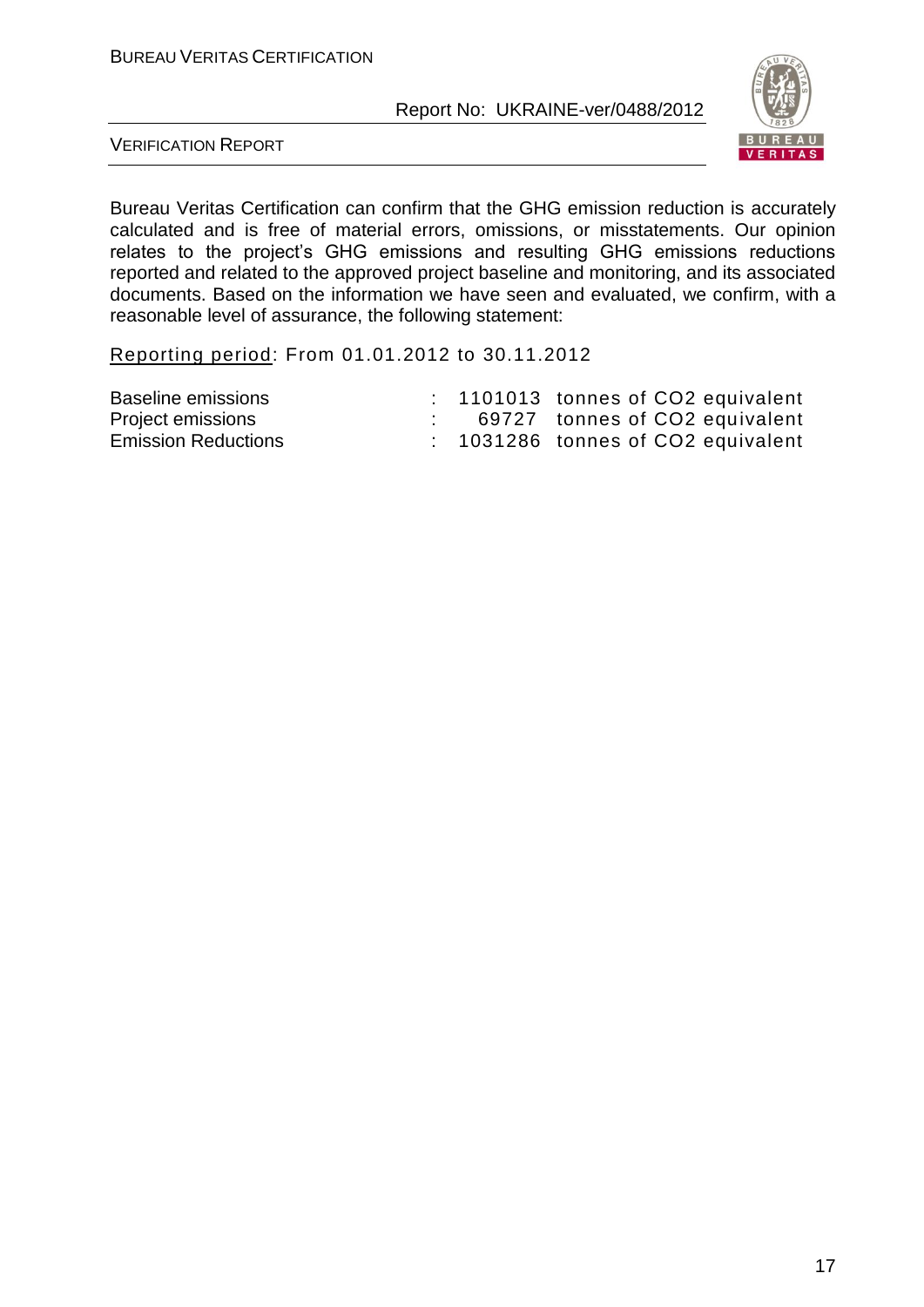Bureau Veritas Certification can confirm that the GHG emission reduction is accurately calculated and is free of material errors, omissions, or misstatements. Our opinion relates to the project's GHG emissions and resulting GHG emissions reductions reported and related to the approved project baseline and monitoring, and its associated documents. Based on the information we have seen and evaluated, we confirm, with a reasonable level of assurance, the following statement:

Reporting period: From 01.01.2012 to 30.11.2012

| | | |
|---|---|---|
| Baseline emissions | : | 1101013 tonnes of CO2 equivalent |
| Project emissions | : | 69727 tonnes of CO2 equivalent |
| Emission Reductions | : | 1031286 tonnes of CO2 equivalent |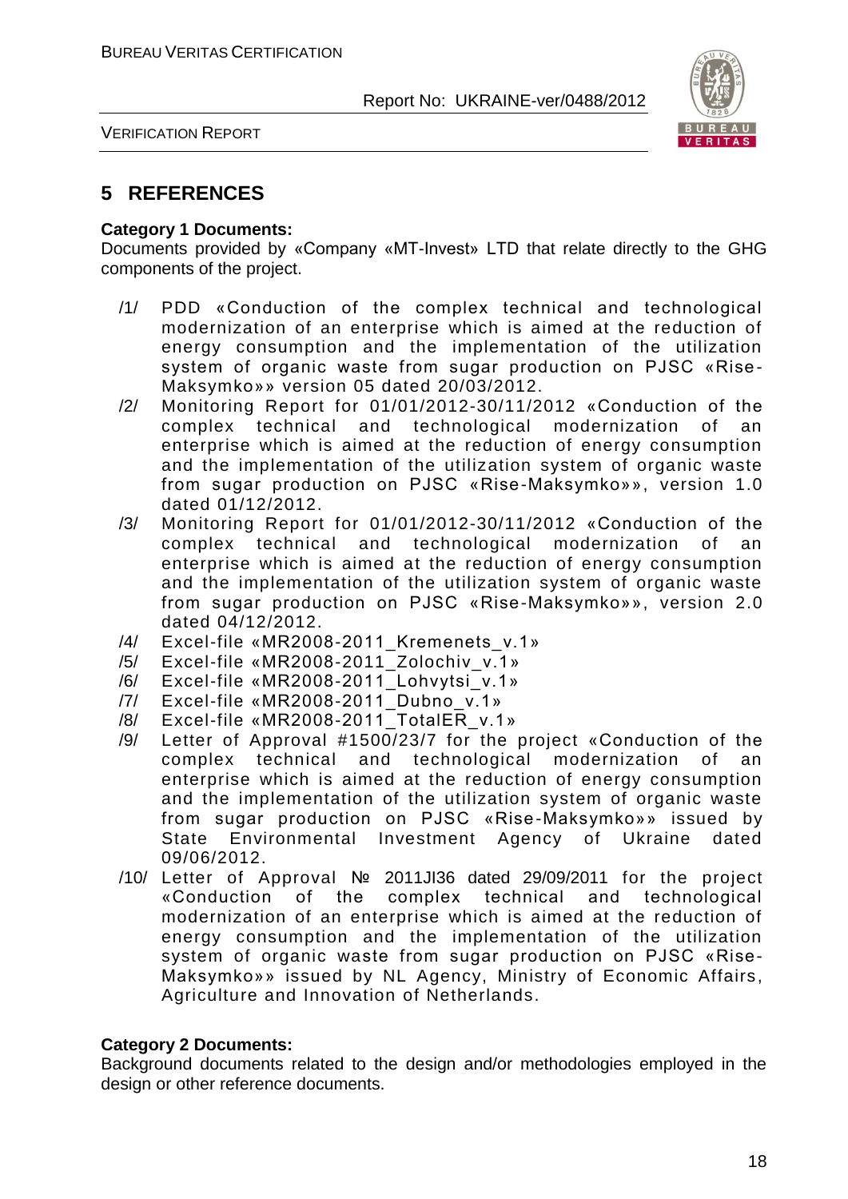# 5 REFERENCES

**Category 1 Documents:**

Documents provided by «Company «MT-Invest» LTD that relate directly to the GHG components of the project.

/1/ PDD «Conduction of the complex technical and technological modernization of an enterprise which is aimed at the reduction of energy consumption and the implementation of the utilization system of organic waste from sugar production on PJSC «Rise-Maksymko»» version 05 dated 20/03/2012.

/2/ Monitoring Report for 01/01/2012-30/11/2012 «Conduction of the complex technical and technological modernization of an enterprise which is aimed at the reduction of energy consumption and the implementation of the utilization system of organic waste from sugar production on PJSC «Rise-Maksymko»», version 1.0 dated 01/12/2012.

/3/ Monitoring Report for 01/01/2012-30/11/2012 «Conduction of the complex technical and technological modernization of an enterprise which is aimed at the reduction of energy consumption and the implementation of the utilization system of organic waste from sugar production on PJSC «Rise-Maksymko»», version 2.0 dated 04/12/2012.

/4/ Excel-file «MR2008-2011_Kremenets_v.1»

/5/ Excel-file «MR2008-2011_Zolochiv_v.1»

/6/ Excel-file «MR2008-2011_Lohvytsi_v.1»

/7/ Excel-file «MR2008-2011_Dubno_v.1»

/8/ Excel-file «MR2008-2011_TotalER_v.1»

/9/ Letter of Approval #1500/23/7 for the project «Conduction of the complex technical and technological modernization of an enterprise which is aimed at the reduction of energy consumption and the implementation of the utilization system of organic waste from sugar production on PJSC «Rise-Maksymko»» issued by State Environmental Investment Agency of Ukraine dated 09/06/2012.

/10/ Letter of Approval № 2011JI36 dated 29/09/2011 for the project «Conduction of the complex technical and technological modernization of an enterprise which is aimed at the reduction of energy consumption and the implementation of the utilization system of organic waste from sugar production on PJSC «Rise-Maksymko»» issued by NL Agency, Ministry of Economic Affairs, Agriculture and Innovation of Netherlands.

**Category 2 Documents:**

Background documents related to the design and/or methodologies employed in the design or other reference documents.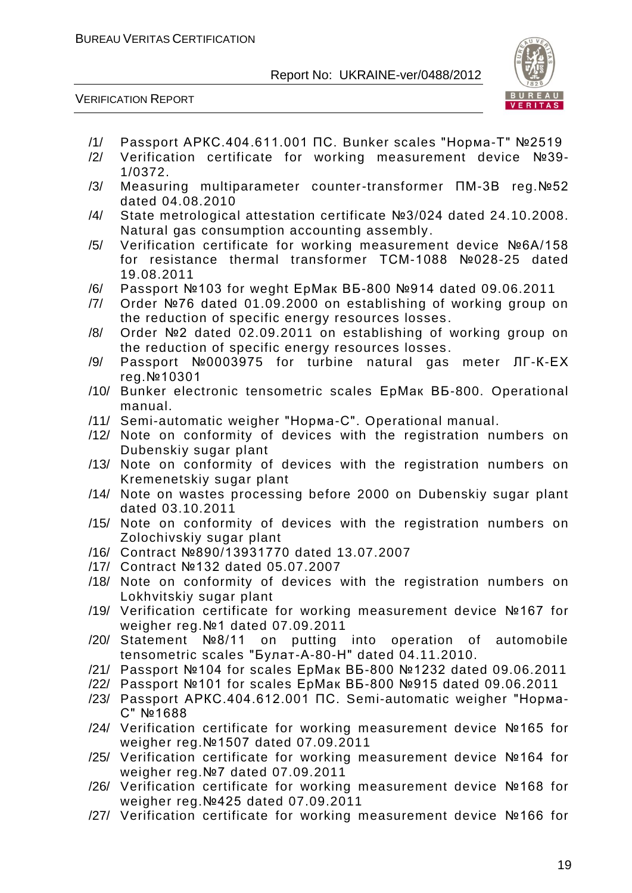/1/ Passport АРКС.404.611.001 ПС. Bunker scales "Норма-Т" №2519

/2/ Verification certificate for working measurement device №39-1/0372.

/3/ Measuring multiparameter counter-transformer ПМ-3В reg.№52 dated 04.08.2010

/4/ State metrological attestation certificate №3/024 dated 24.10.2008. Natural gas consumption accounting assembly.

/5/ Verification certificate for working measurement device №6А/158 for resistance thermal transformer ТСМ-1088 №028-25 dated 19.08.2011

/6/ Passport №103 for weght ЕрМак ВБ-800 №914 dated 09.06.2011

/7/ Order №76 dated 01.09.2000 on establishing of working group on the reduction of specific energy resources losses.

/8/ Order №2 dated 02.09.2011 on establishing of working group on the reduction of specific energy resources losses.

/9/ Passport №0003975 for turbine natural gas meter ЛГ-К-ЕХ reg.№10301

/10/ Bunker electronic tensometric scales ЕрМак ВБ-800. Operational manual.

/11/ Semi-automatic weigher "Норма-С". Operational manual.

/12/ Note on conformity of devices with the registration numbers on Dubenskiy sugar plant

/13/ Note on conformity of devices with the registration numbers on Kremenetskiy sugar plant

/14/ Note on wastes processing before 2000 on Dubenskiy sugar plant dated 03.10.2011

/15/ Note on conformity of devices with the registration numbers on Zolochivskiy sugar plant

/16/ Contract №890/13931770 dated 13.07.2007

/17/ Contract №132 dated 05.07.2007

/18/ Note on conformity of devices with the registration numbers on Lokhvitskiy sugar plant

/19/ Verification certificate for working measurement device №167 for weigher reg.№1 dated 07.09.2011

/20/ Statement №8/11 on putting into operation of automobile tensometric scales "Булат-А-80-Н" dated 04.11.2010.

/21/ Passport №104 for scales ЕрМак ВБ-800 №1232 dated 09.06.2011

/22/ Passport №101 for scales ЕрМак ВБ-800 №915 dated 09.06.2011

/23/ Passport АРКС.404.612.001 ПС. Semi-automatic weigher "Норма-С" №1688

/24/ Verification certificate for working measurement device №165 for weigher reg.№1507 dated 07.09.2011

/25/ Verification certificate for working measurement device №164 for weigher reg.№7 dated 07.09.2011

/26/ Verification certificate for working measurement device №168 for weigher reg.№425 dated 07.09.2011

/27/ Verification certificate for working measurement device №166 for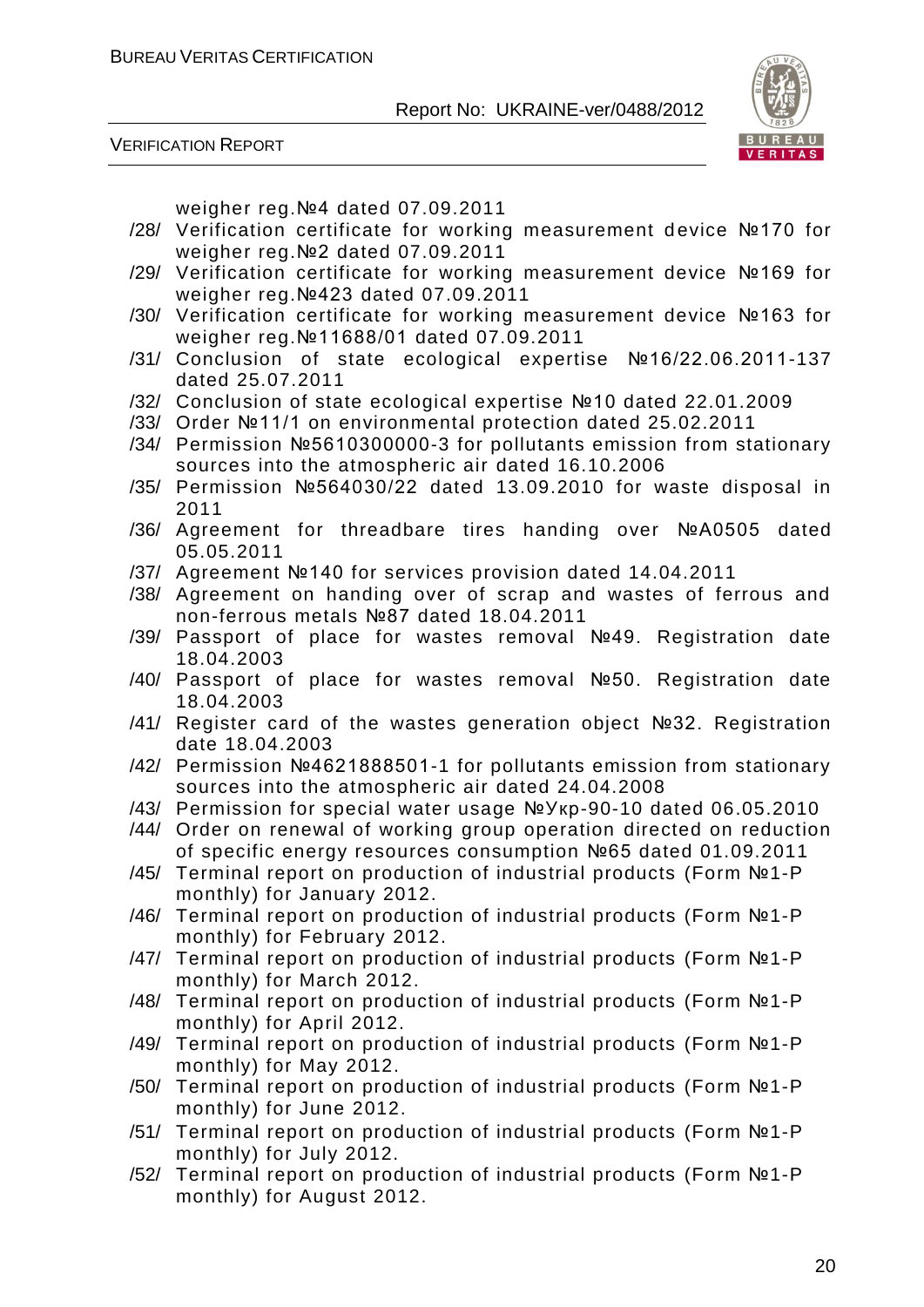weigher reg.№4 dated 07.09.2011

/28/ Verification certificate for working measurement device №170 for weigher reg.№2 dated 07.09.2011

/29/ Verification certificate for working measurement device №169 for weigher reg.№423 dated 07.09.2011

/30/ Verification certificate for working measurement device №163 for weigher reg.№11688/01 dated 07.09.2011

/31/ Conclusion of state ecological expertise №16/22.06.2011-137 dated 25.07.2011

/32/ Conclusion of state ecological expertise №10 dated 22.01.2009

/33/ Order №11/1 on environmental protection dated 25.02.2011

/34/ Permission №5610300000-3 for pollutants emission from stationary sources into the atmospheric air dated 16.10.2006

/35/ Permission №564030/22 dated 13.09.2010 for waste disposal in 2011

/36/ Agreement for threadbare tires handing over №A0505 dated 05.05.2011

/37/ Agreement №140 for services provision dated 14.04.2011

/38/ Agreement on handing over of scrap and wastes of ferrous and non-ferrous metals №87 dated 18.04.2011

/39/ Passport of place for wastes removal №49. Registration date 18.04.2003

/40/ Passport of place for wastes removal №50. Registration date 18.04.2003

/41/ Register card of the wastes generation object №32. Registration date 18.04.2003

/42/ Permission №4621888501-1 for pollutants emission from stationary sources into the atmospheric air dated 24.04.2008

/43/ Permission for special water usage №Укр-90-10 dated 06.05.2010

/44/ Order on renewal of working group operation directed on reduction of specific energy resources consumption №65 dated 01.09.2011

/45/ Terminal report on production of industrial products (Form №1-P monthly) for January 2012.

/46/ Terminal report on production of industrial products (Form №1-P monthly) for February 2012.

/47/ Terminal report on production of industrial products (Form №1-P monthly) for March 2012.

/48/ Terminal report on production of industrial products (Form №1-P monthly) for April 2012.

/49/ Terminal report on production of industrial products (Form №1-P monthly) for May 2012.

/50/ Terminal report on production of industrial products (Form №1-P monthly) for June 2012.

/51/ Terminal report on production of industrial products (Form №1-P monthly) for July 2012.

/52/ Terminal report on production of industrial products (Form №1-P monthly) for August 2012.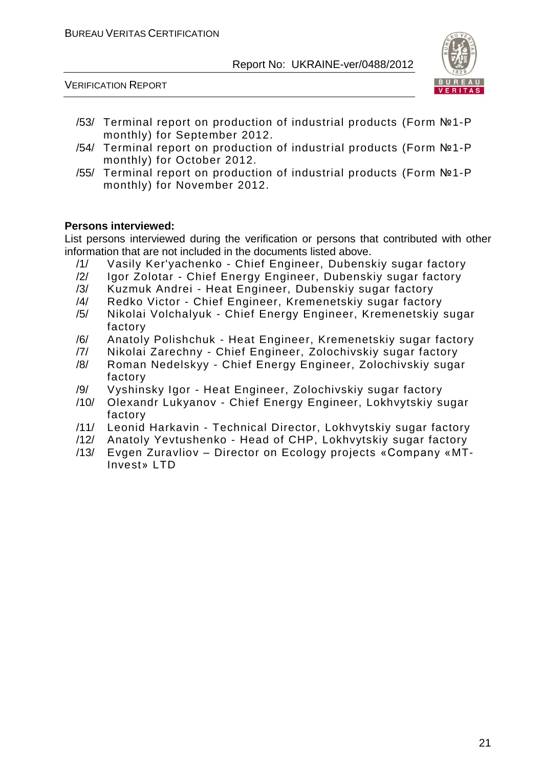/53/ Terminal report on production of industrial products (Form №1-P monthly) for September 2012.
/54/ Terminal report on production of industrial products (Form №1-P monthly) for October 2012.
/55/ Terminal report on production of industrial products (Form №1-P monthly) for November 2012.

**Persons interviewed:**

List persons interviewed during the verification or persons that contributed with other information that are not included in the documents listed above.

/1/ Vasily Ker'yachenko - Chief Engineer, Dubenskiy sugar factory
/2/ Igor Zolotar - Chief Energy Engineer, Dubenskiy sugar factory
/3/ Kuzmuk Andrei - Heat Engineer, Dubenskiy sugar factory
/4/ Redko Victor - Chief Engineer, Kremenetskiy sugar factory
/5/ Nikolai Volchalyuk - Chief Energy Engineer, Kremenetskiy sugar factory
/6/ Anatoly Polishchuk - Heat Engineer, Kremenetskiy sugar factory
/7/ Nikolai Zarechny - Chief Engineer, Zolochivskiy sugar factory
/8/ Roman Nedelskyy - Chief Energy Engineer, Zolochivskiy sugar factory
/9/ Vyshinsky Igor - Heat Engineer, Zolochivskiy sugar factory
/10/ Olexandr Lukyanov - Chief Energy Engineer, Lokhvytskiy sugar factory
/11/ Leonid Harkavin - Technical Director, Lokhvytskiy sugar factory
/12/ Anatoly Yevtushenko - Head of CHP, Lokhvytskiy sugar factory
/13/ Evgen Zuravliov – Director on Ecology projects «Company «MT-Invest» LTD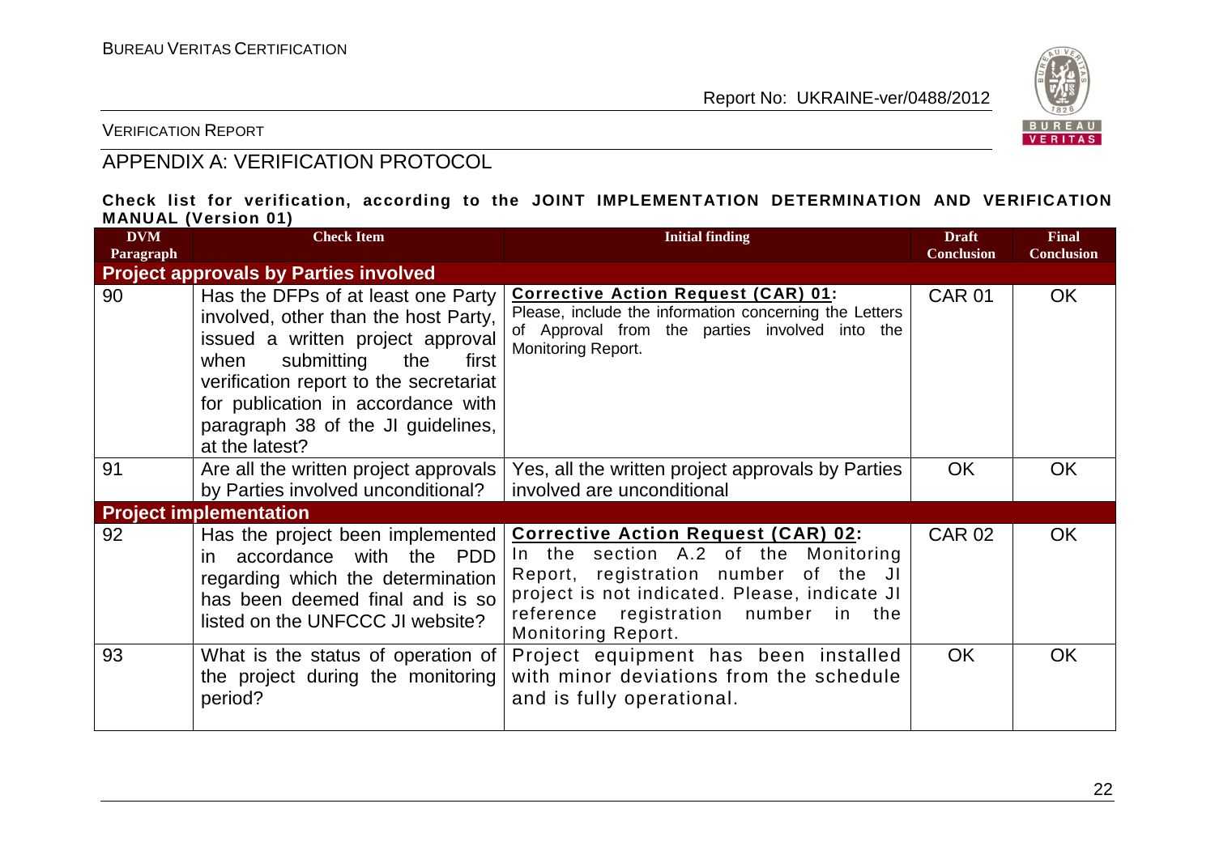## APPENDIX A: VERIFICATION PROTOCOL

**Check list for verification, according to the JOINT IMPLEMENTATION DETERMINATION AND VERIFICATION MANUAL (Version 01)**

| DVM Paragraph | Check Item | Initial finding | Draft Conclusion | Final Conclusion |
|---|---|---|---|---|
| **Project approvals by Parties involved** | | | | |
| 90 | Has the DFPs of at least one Party involved, other than the host Party, issued a written project approval when submitting the first verification report to the secretariat for publication in accordance with paragraph 38 of the JI guidelines, at the latest? | **Corrective Action Request (CAR) 01:** Please, include the information concerning the Letters of Approval from the parties involved into the Monitoring Report. | CAR 01 | OK |
| 91 | Are all the written project approvals by Parties involved unconditional? | Yes, all the written project approvals by Parties involved are unconditional | OK | OK |
| **Project implementation** | | | | |
| 92 | Has the project been implemented in accordance with the PDD regarding which the determination has been deemed final and is so listed on the UNFCCC JI website? | **Corrective Action Request (CAR) 02:** In the section A.2 of the Monitoring Report, registration number of the JI project is not indicated. Please, indicate JI reference registration number in the Monitoring Report. | CAR 02 | OK |
| 93 | What is the status of operation of the project during the monitoring period? | Project equipment has been installed with minor deviations from the schedule and is fully operational. | OK | OK |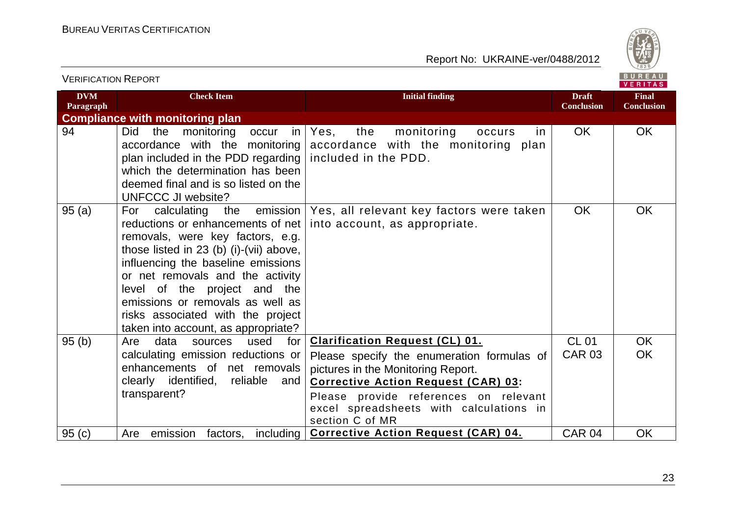| DVM Paragraph | Check Item | Initial finding | Draft Conclusion | Final Conclusion |
|---|---|---|---|---|
| **Compliance with monitoring plan** | | | | |
| 94 | Did the monitoring occur in accordance with the monitoring plan included in the PDD regarding which the determination has been deemed final and is so listed on the UNFCCC JI website? | Yes, the monitoring occurs in accordance with the monitoring plan included in the PDD. | OK | OK |
| 95 (a) | For calculating the emission reductions or enhancements of net removals, were key factors, e.g. those listed in 23 (b) (i)-(vii) above, influencing the baseline emissions or net removals and the activity level of the project and the emissions or removals as well as risks associated with the project taken into account, as appropriate? | Yes, all relevant key factors were taken into account, as appropriate. | OK | OK |
| 95 (b) | Are data sources used for calculating emission reductions or enhancements of net removals clearly identified, reliable and transparent? | **Clarification Request (CL) 01.**<br>Please specify the enumeration formulas of pictures in the Monitoring Report.<br>**Corrective Action Request (CAR) 03:**<br>Please provide references on relevant excel spreadsheets with calculations in section C of MR | CL 01<br>CAR 03 | OK<br>OK |
| 95 (c) | Are emission factors, including | **Corrective Action Request (CAR) 04.** | CAR 04 | OK |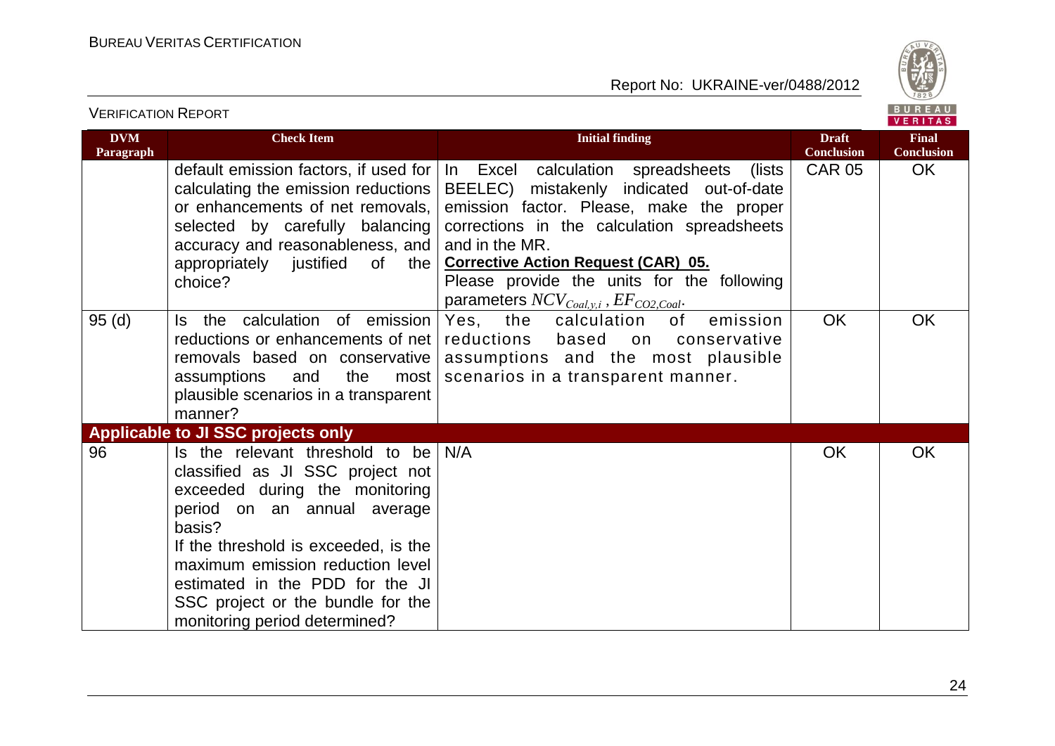| DVM Paragraph | Check Item | Initial finding | Draft Conclusion | Final Conclusion |
|---|---|---|---|---|
| | default emission factors, if used for calculating the emission reductions or enhancements of net removals, selected by carefully balancing accuracy and reasonableness, and appropriately justified of the choice? | In Excel calculation spreadsheets (lists BEELEC) mistakenly indicated out-of-date emission factor. Please, make the proper corrections in the calculation spreadsheets and in the MR. **Corrective Action Request (CAR) 05.** Please provide the units for the following parameters $NCV_{Coal,y,i}$ , $EF_{CO2,Coal}$. | CAR 05 | OK |
| 95 (d) | Is the calculation of emission reductions or enhancements of net removals based on conservative assumptions and the most plausible scenarios in a transparent manner? | Yes, the calculation of emission reductions based on conservative assumptions and the most plausible scenarios in a transparent manner. | OK | OK |
| **Applicable to JI SSC projects only** | | | | |
| 96 | Is the relevant threshold to be classified as JI SSC project not exceeded during the monitoring period on an annual average basis? If the threshold is exceeded, is the maximum emission reduction level estimated in the PDD for the JI SSC project or the bundle for the monitoring period determined? | N/A | OK | OK |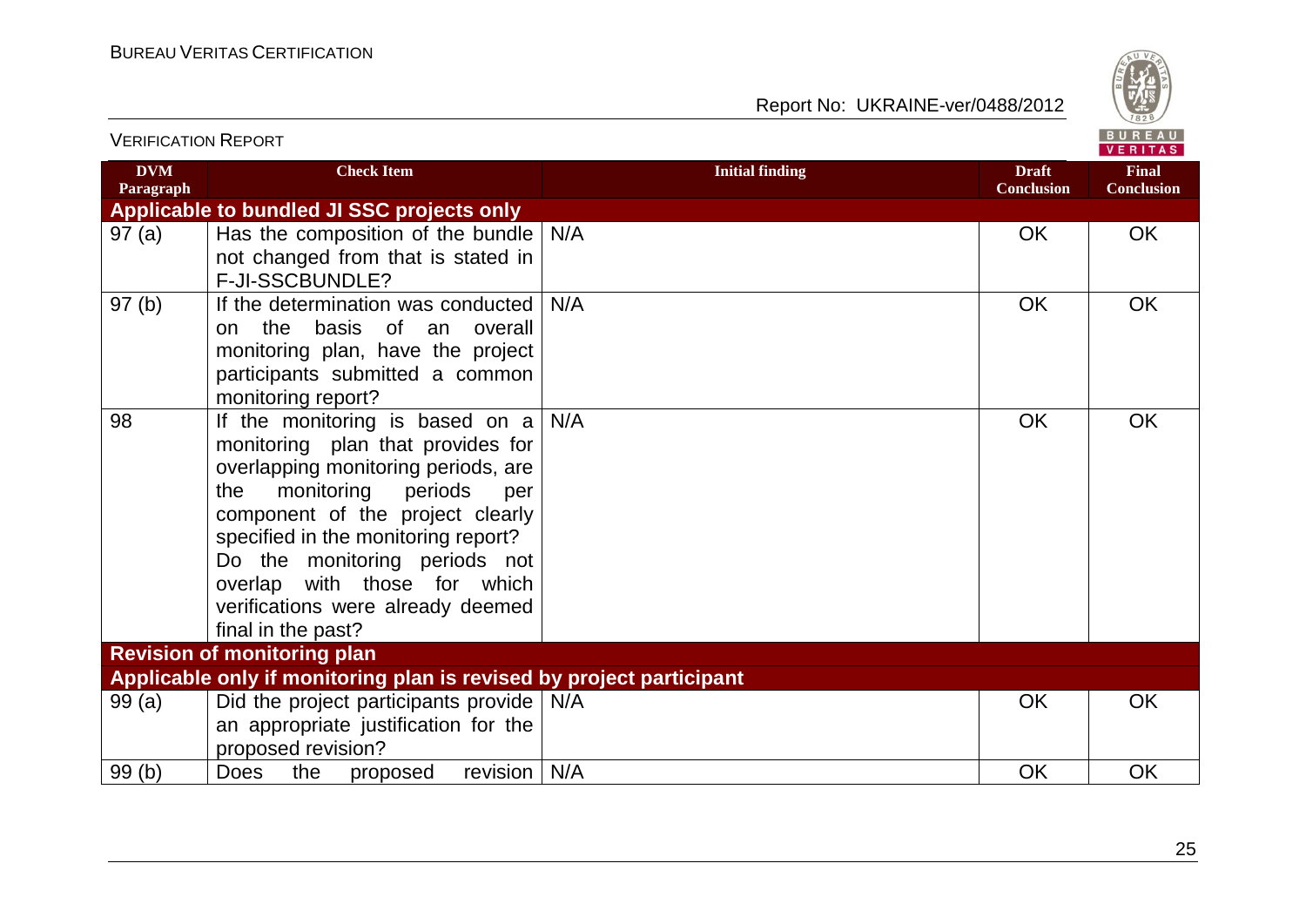| DVM Paragraph | Check Item | Initial finding | Draft Conclusion | Final Conclusion |
|---|---|---|---|---|
| **Applicable to bundled JI SSC projects only** | | | | |
| 97 (a) | Has the composition of the bundle not changed from that is stated in F-JI-SSCBUNDLE? | N/A | OK | OK |
| 97 (b) | If the determination was conducted on the basis of an overall monitoring plan, have the project participants submitted a common monitoring report? | N/A | OK | OK |
| 98 | If the monitoring is based on a monitoring plan that provides for overlapping monitoring periods, are the monitoring periods per component of the project clearly specified in the monitoring report? Do the monitoring periods not overlap with those for which verifications were already deemed final in the past? | N/A | OK | OK |
| **Revision of monitoring plan** | | | | |
| **Applicable only if monitoring plan is revised by project participant** | | | | |
| 99 (a) | Did the project participants provide an appropriate justification for the proposed revision? | N/A | OK | OK |
| 99 (b) | Does the proposed revision | N/A | OK | OK |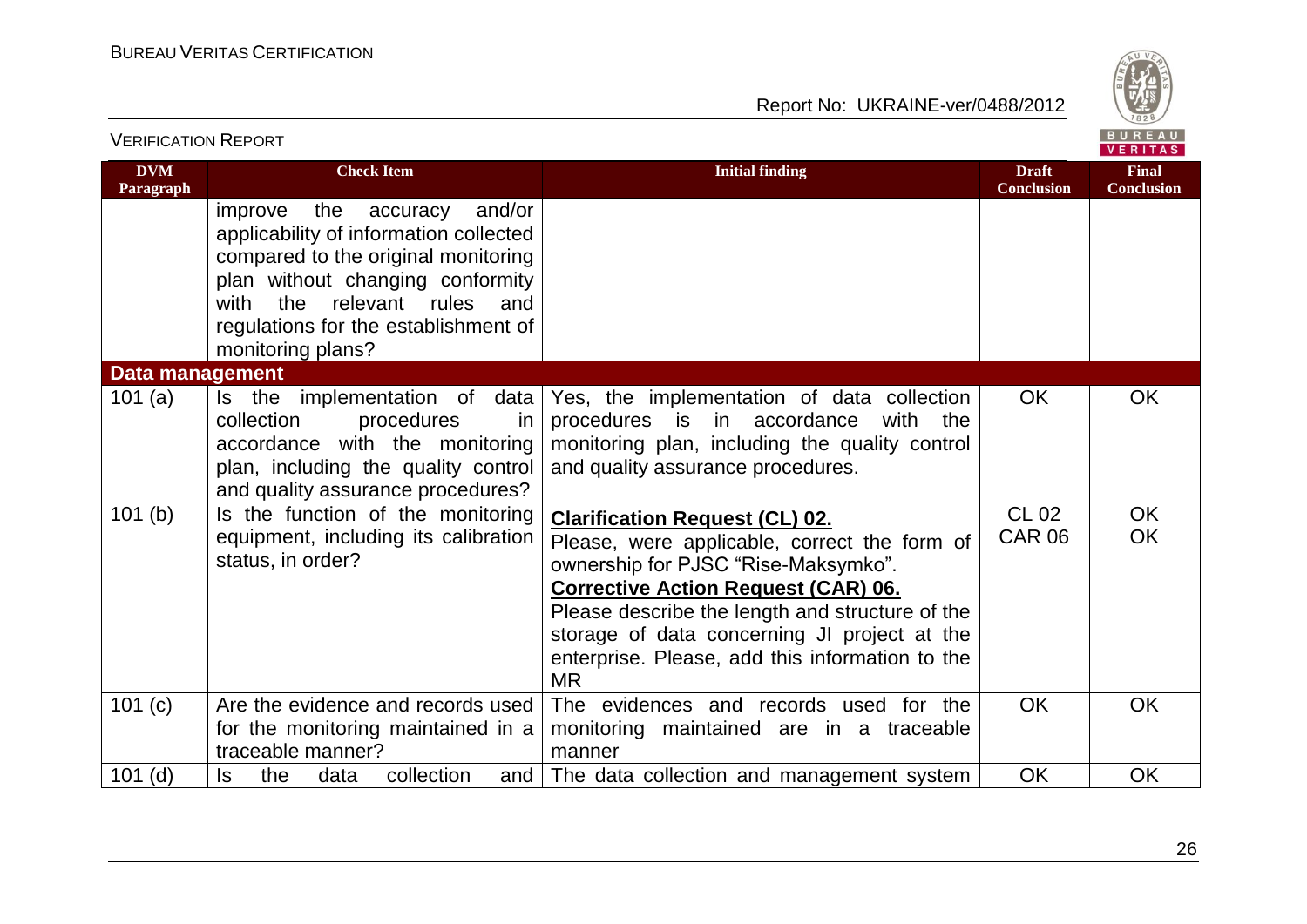| DVM Paragraph | Check Item | Initial finding | Draft Conclusion | Final Conclusion |
|---|---|---|---|---|
| | improve the accuracy and/or applicability of information collected compared to the original monitoring plan without changing conformity with the relevant rules and regulations for the establishment of monitoring plans? | | | |
| **Data management** | | | | |
| 101 (a) | Is the implementation of data collection procedures in accordance with the monitoring plan, including the quality control and quality assurance procedures? | Yes, the implementation of data collection procedures is in accordance with the monitoring plan, including the quality control and quality assurance procedures. | OK | OK |
| 101 (b) | Is the function of the monitoring equipment, including its calibration status, in order? | **Clarification Request (CL) 02.** Please, were applicable, correct the form of ownership for PJSC "Rise-Maksymko". **Corrective Action Request (CAR) 06.** Please describe the length and structure of the storage of data concerning JI project at the enterprise. Please, add this information to the MR | CL 02 CAR 06 | OK OK |
| 101 (c) | Are the evidence and records used for the monitoring maintained in a traceable manner? | The evidences and records used for the monitoring maintained are in a traceable manner | OK | OK |
| 101 (d) | Is the data collection and | The data collection and management system | OK | OK |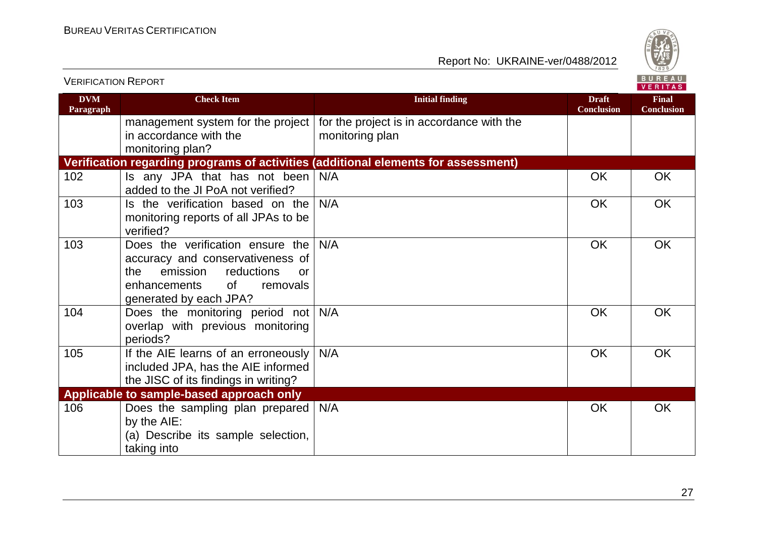| DVM Paragraph | Check Item | Initial finding | Draft Conclusion | Final Conclusion |
|---|---|---|---|---|
| | management system for the project in accordance with the monitoring plan? | for the project is in accordance with the monitoring plan | | |
| **Verification regarding programs of activities (additional elements for assessment)** | | | | |
| 102 | Is any JPA that has not been added to the JI PoA not verified? | N/A | OK | OK |
| 103 | Is the verification based on the monitoring reports of all JPAs to be verified? | N/A | OK | OK |
| 103 | Does the verification ensure the accuracy and conservativeness of the emission reductions or enhancements of removals generated by each JPA? | N/A | OK | OK |
| 104 | Does the monitoring period not overlap with previous monitoring periods? | N/A | OK | OK |
| 105 | If the AIE learns of an erroneously included JPA, has the AIE informed the JISC of its findings in writing? | N/A | OK | OK |
| **Applicable to sample-based approach only** | | | | |
| 106 | Does the sampling plan prepared by the AIE:<br>(a) Describe its sample selection, taking into | N/A | OK | OK |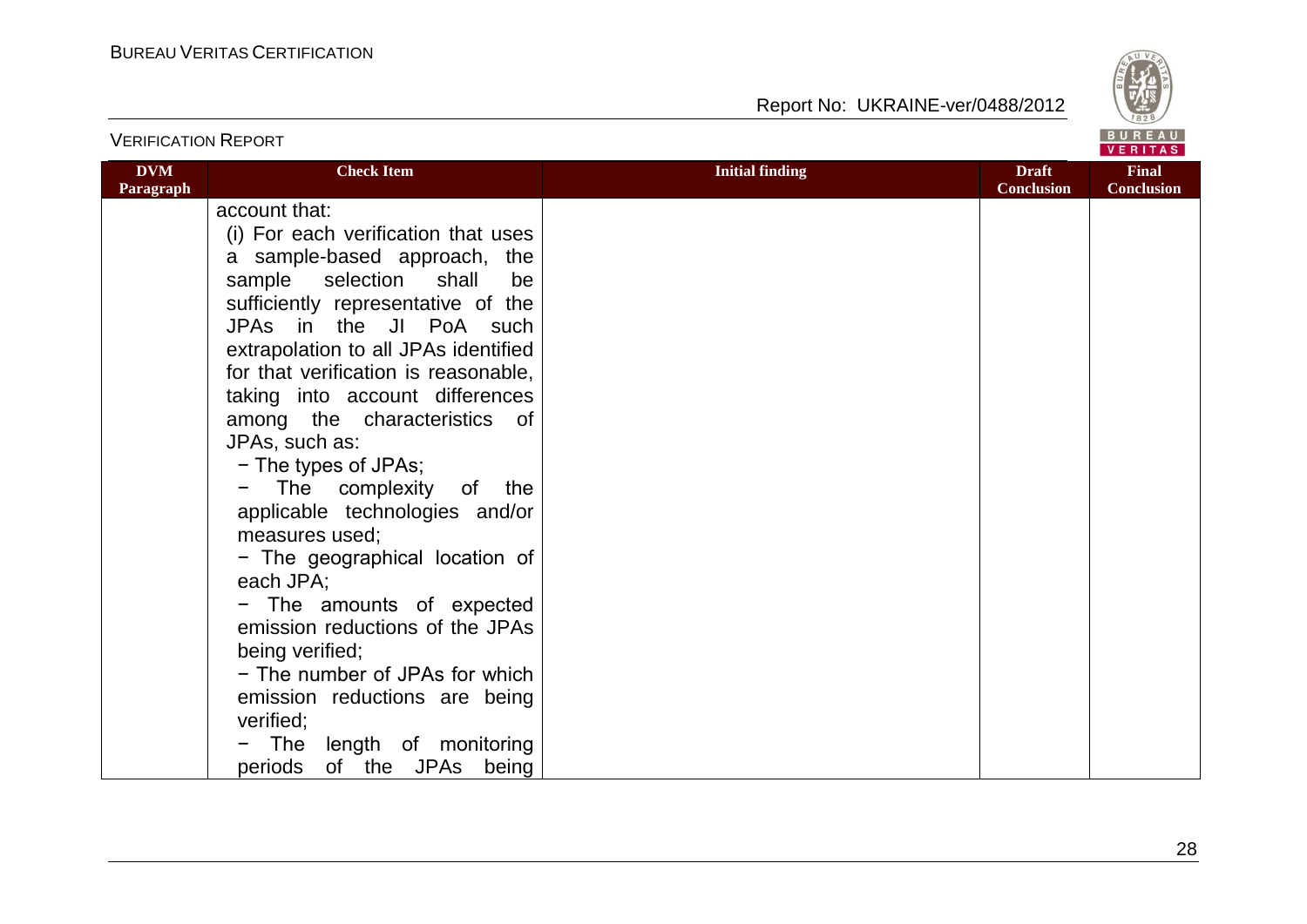| DVM Paragraph | Check Item | Initial finding | Draft Conclusion | Final Conclusion |
|---|---|---|---|---|
| | account that:<br>(i) For each verification that uses a sample-based approach, the sample selection shall be sufficiently representative of the JPAs in the JI PoA such extrapolation to all JPAs identified for that verification is reasonable, taking into account differences among the characteristics of JPAs, such as:<br>− The types of JPAs;<br>− The complexity of the applicable technologies and/or measures used;<br>− The geographical location of each JPA;<br>− The amounts of expected emission reductions of the JPAs being verified;<br>− The number of JPAs for which emission reductions are being verified;<br>− The length of monitoring periods of the JPAs being | | | |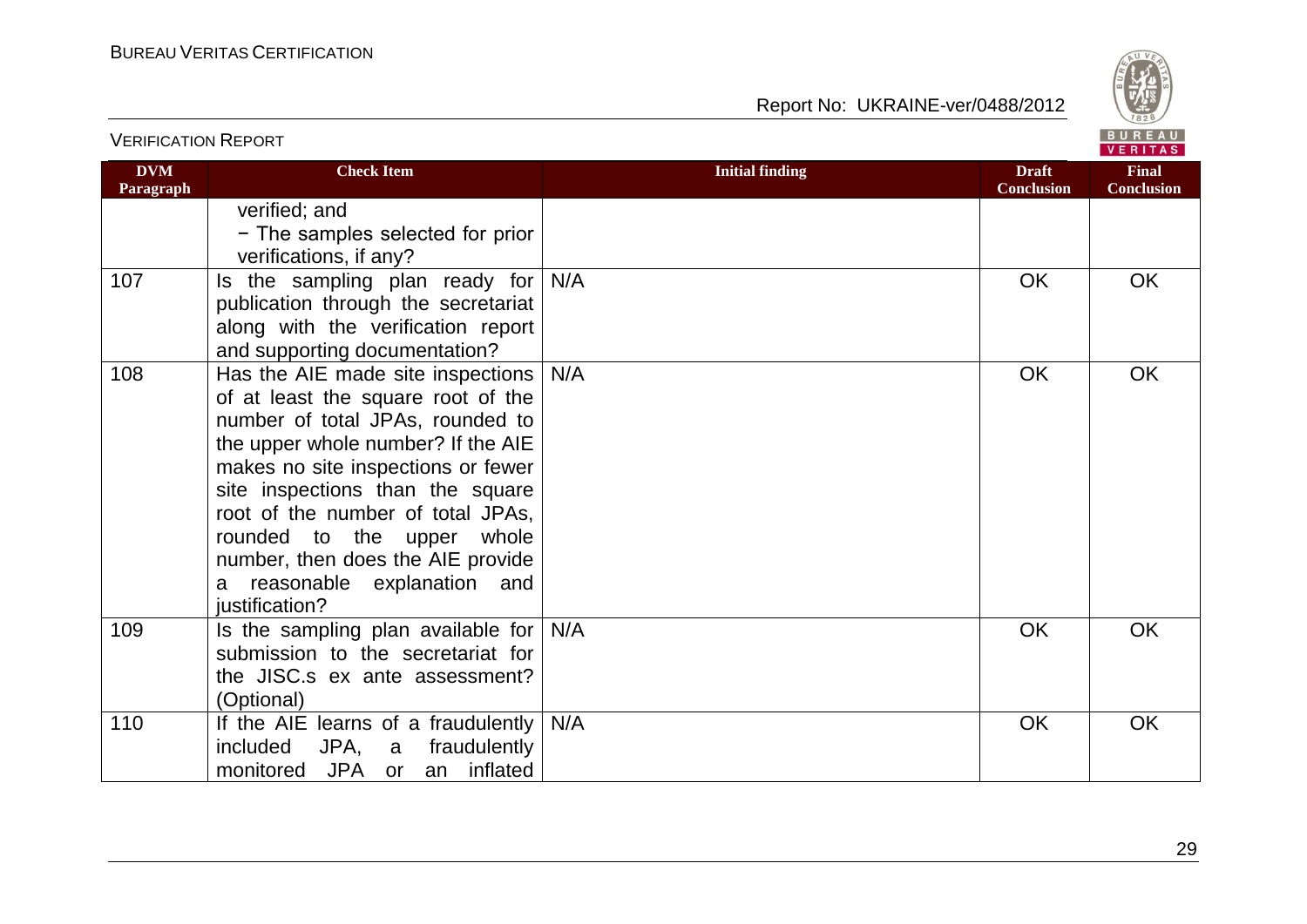VERIFICATION REPORT

| DVM Paragraph | Check Item | Initial finding | Draft Conclusion | Final Conclusion |
|---|---|---|---|---|
| | verified; and<br>− The samples selected for prior verifications, if any? | | | |
| 107 | Is the sampling plan ready for publication through the secretariat along with the verification report and supporting documentation? | N/A | OK | OK |
| 108 | Has the AIE made site inspections of at least the square root of the number of total JPAs, rounded to the upper whole number? If the AIE makes no site inspections or fewer site inspections than the square root of the number of total JPAs, rounded to the upper whole number, then does the AIE provide a reasonable explanation and justification? | N/A | OK | OK |
| 109 | Is the sampling plan available for submission to the secretariat for the JISC.s ex ante assessment? (Optional) | N/A | OK | OK |
| 110 | If the AIE learns of a fraudulently included JPA, a fraudulently monitored JPA or an inflated | N/A | OK | OK |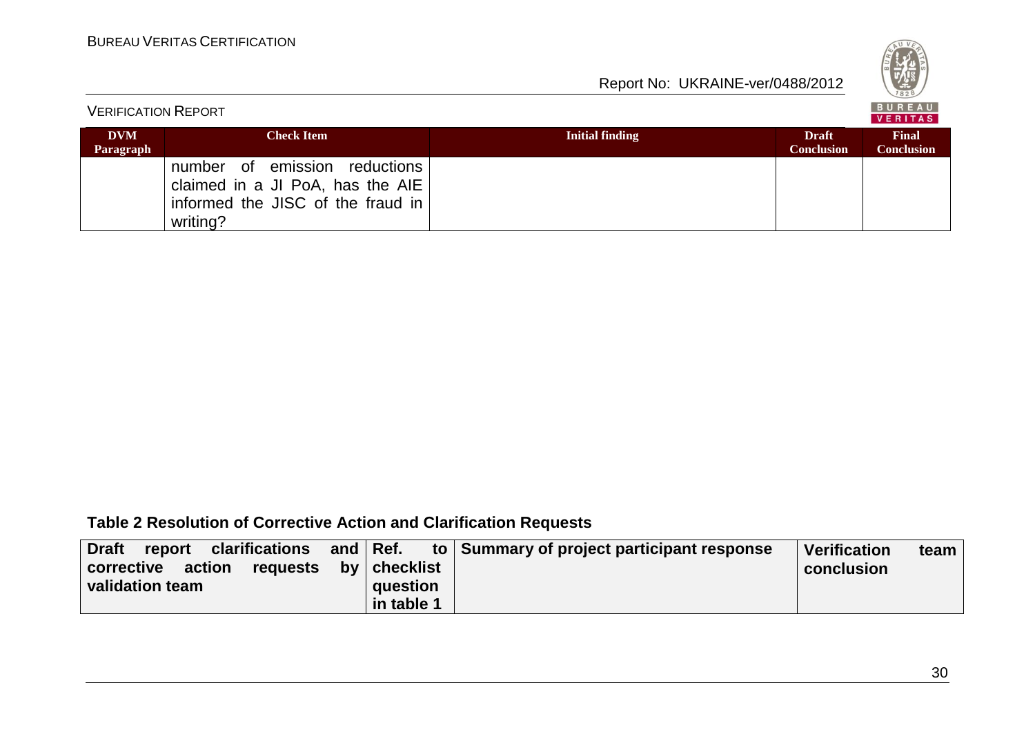| DVM Paragraph | Check Item | Initial finding | Draft Conclusion | Final Conclusion |
|---|---|---|---|---|
| | number of emission reductions claimed in a JI PoA, has the AIE informed the JISC of the fraud in writing? | | | |

**Table 2 Resolution of Corrective Action and Clarification Requests**

| Draft report clarifications and corrective action requests by validation team | Ref. to checklist question in table 1 | Summary of project participant response | Verification team conclusion |
|---|---|---|---|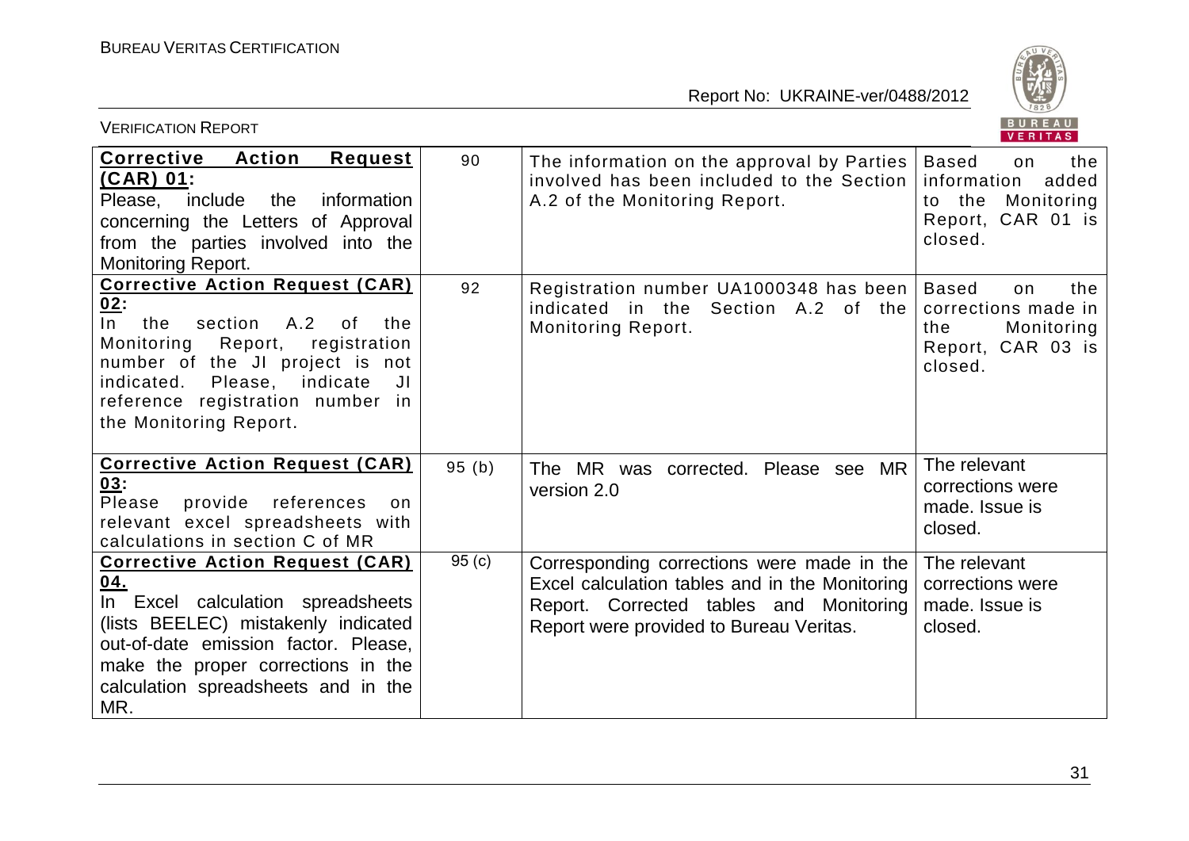| **Corrective Action Request (CAR) 01:** Please, include the information concerning the Letters of Approval from the parties involved into the Monitoring Report. | 90 | The information on the approval by Parties involved has been included to the Section A.2 of the Monitoring Report. | Based on the information added to the Monitoring Report, CAR 01 is closed. |
|---|---|---|---|
| **Corrective Action Request (CAR) 02:** In the section A.2 of the Monitoring Report, registration number of the JI project is not indicated. Please, indicate JI reference registration number in the Monitoring Report. | 92 | Registration number UA1000348 has been indicated in the Section A.2 of the Monitoring Report. | Based on the corrections made in the Monitoring Report, CAR 03 is closed. |
| **Corrective Action Request (CAR) 03:** Please provide references on relevant excel spreadsheets with calculations in section C of MR | 95 (b) | The MR was corrected. Please see MR version 2.0 | The relevant corrections were made. Issue is closed. |
| **Corrective Action Request (CAR) 04.** In Excel calculation spreadsheets (lists BEELEC) mistakenly indicated out-of-date emission factor. Please, make the proper corrections in the calculation spreadsheets and in the MR. | 95 (c) | Corresponding corrections were made in the Excel calculation tables and in the Monitoring Report. Corrected tables and Monitoring Report were provided to Bureau Veritas. | The relevant corrections were made. Issue is closed. |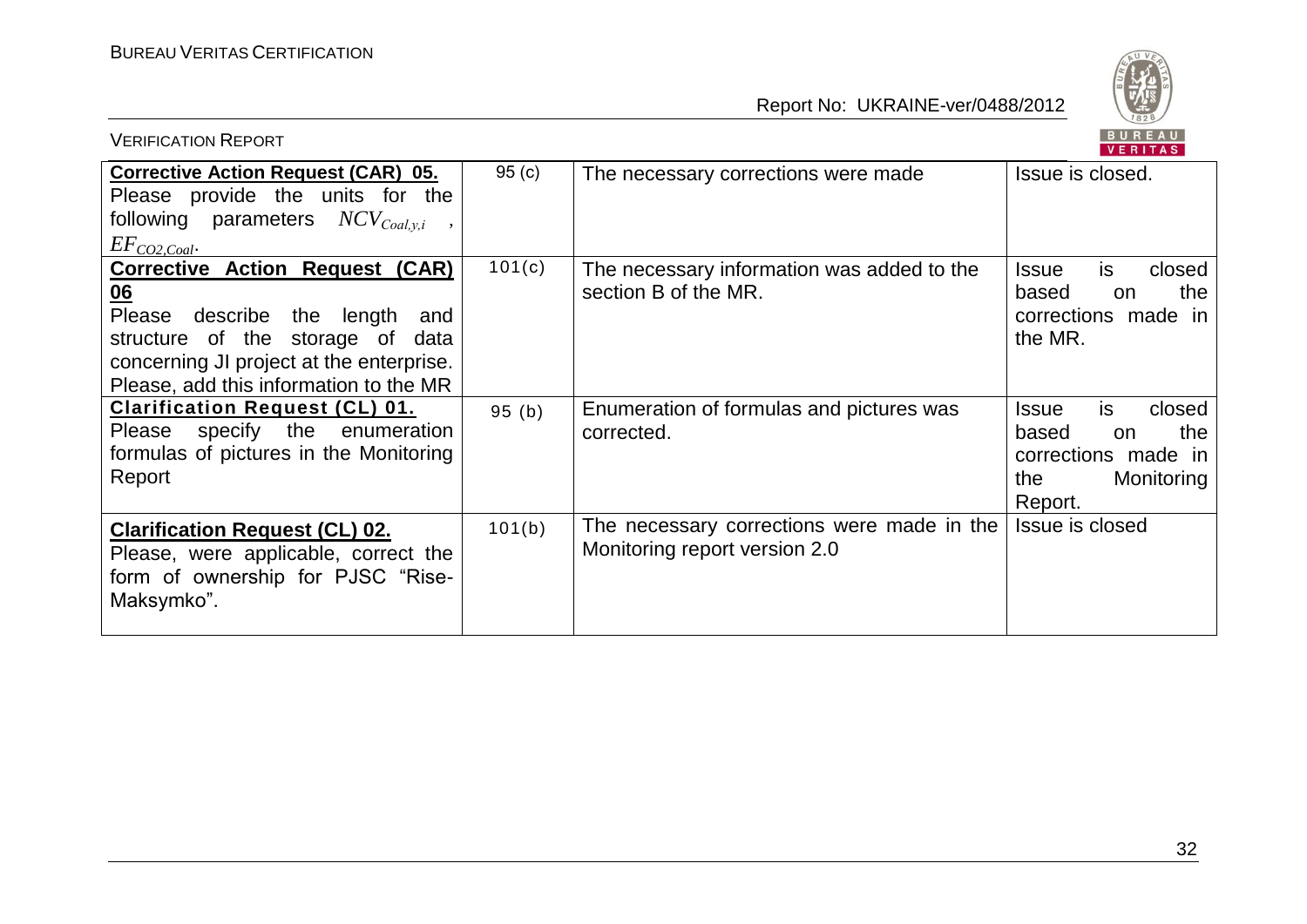| | | | |
|---|---|---|---|
| **Corrective Action Request (CAR) 05.** Please provide the units for the following parameters $NCV_{Coal,y,i}$ , $EF_{CO2,Coal}$. | 95 (c) | The necessary corrections were made | Issue is closed. |
| **Corrective Action Request (CAR) 06** Please describe the length and structure of the storage of data concerning JI project at the enterprise. Please, add this information to the MR | 101(c) | The necessary information was added to the section B of the MR. | Issue is closed based on the corrections made in the MR. |
| **Clarification Request (CL) 01.** Please specify the enumeration formulas of pictures in the Monitoring Report | 95 (b) | Enumeration of formulas and pictures was corrected. | Issue is closed based on the corrections made in the Monitoring Report. |
| **Clarification Request (CL) 02.** Please, were applicable, correct the form of ownership for PJSC "Rise-Maksymko". | 101(b) | The necessary corrections were made in the Monitoring report version 2.0 | Issue is closed |